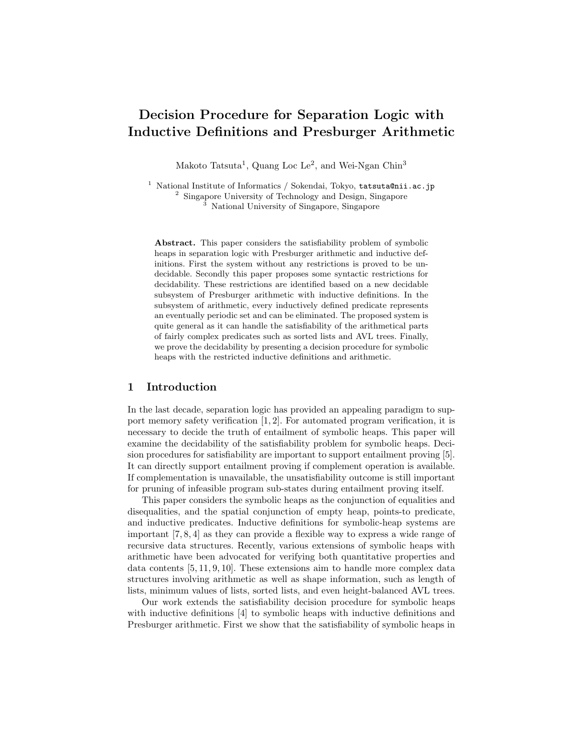# Decision Procedure for Separation Logic with Inductive Definitions and Presburger Arithmetic

Makoto Tatsuta[1], Quang Loc Le[2], and Wei-Ngan Chin[3]

[1] National Institute of Informatics / Sokendai, Tokyo, tatsuta@nii.ac.jp
[2] Singapore University of Technology and Design, Singapore
[3] National University of Singapore, Singapore

**Abstract.** This paper considers the satisfiability problem of symbolic heaps in separation logic with Presburger arithmetic and inductive definitions. First the system without any restrictions is proved to be undecidable. Secondly this paper proposes some syntactic restrictions for decidability. These restrictions are identified based on a new decidable subsystem of Presburger arithmetic with inductive definitions. In the subsystem of arithmetic, every inductively defined predicate represents an eventually periodic set and can be eliminated. The proposed system is quite general as it can handle the satisfiability of the arithmetical parts of fairly complex predicates such as sorted lists and AVL trees. Finally, we prove the decidability by presenting a decision procedure for symbolic heaps with the restricted inductive definitions and arithmetic.

## 1 Introduction

In the last decade, separation logic has provided an appealing paradigm to support memory safety verification [1, 2]. For automated program verification, it is necessary to decide the truth of entailment of symbolic heaps. This paper will examine the decidability of the satisfiability problem for symbolic heaps. Decision procedures for satisfiability are important to support entailment proving [5]. It can directly support entailment proving if complement operation is available. If complementation is unavailable, the unsatisfiability outcome is still important for pruning of infeasible program sub-states during entailment proving itself.

This paper considers the symbolic heaps as the conjunction of equalities and disequalities, and the spatial conjunction of empty heap, points-to predicate, and inductive predicates. Inductive definitions for symbolic-heap systems are important [7, 8, 4] as they can provide a flexible way to express a wide range of recursive data structures. Recently, various extensions of symbolic heaps with arithmetic have been advocated for verifying both quantitative properties and data contents [5, 11, 9, 10]. These extensions aim to handle more complex data structures involving arithmetic as well as shape information, such as length of lists, minimum values of lists, sorted lists, and even height-balanced AVL trees.

Our work extends the satisfiability decision procedure for symbolic heaps with inductive definitions [4] to symbolic heaps with inductive definitions and Presburger arithmetic. First we show that the satisfiability of symbolic heaps in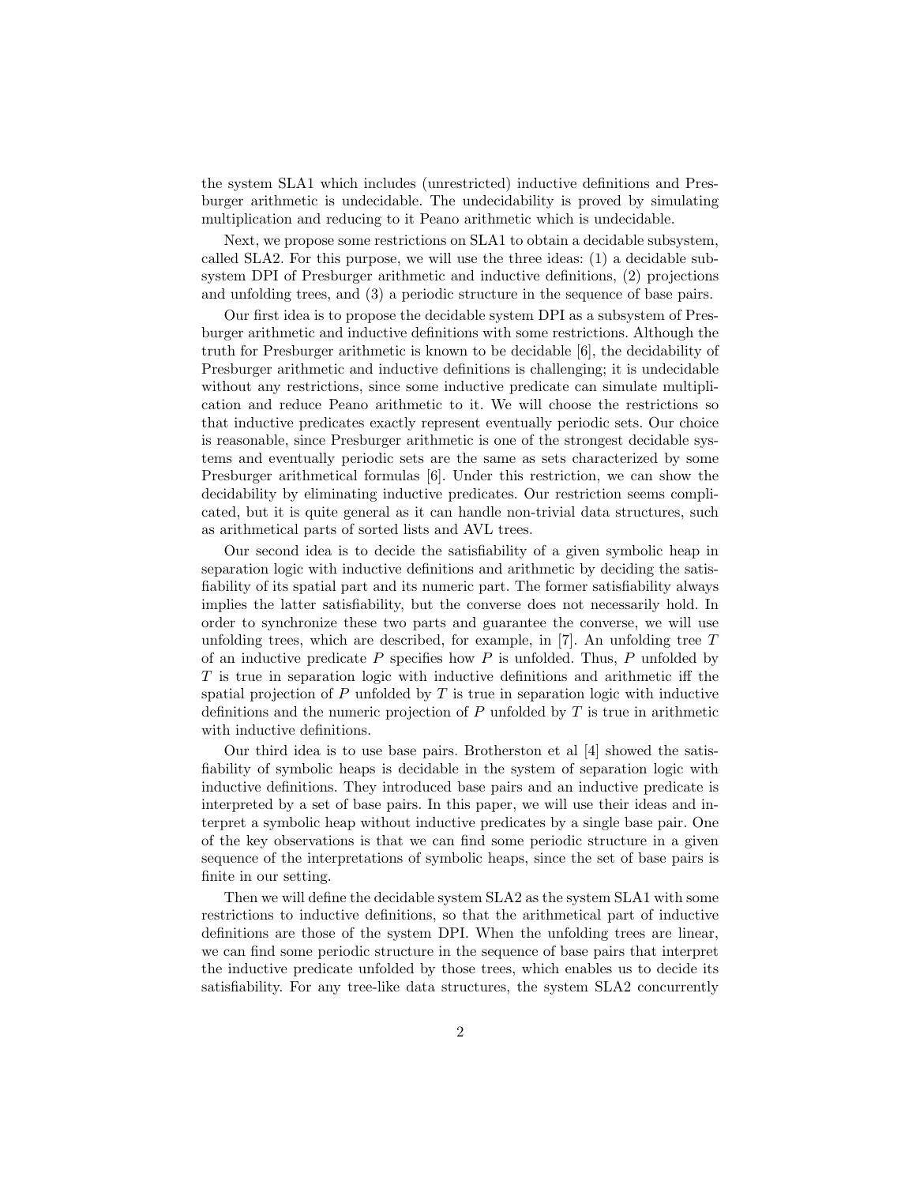the system SLA1 which includes (unrestricted) inductive definitions and Presburger arithmetic is undecidable. The undecidability is proved by simulating multiplication and reducing to it Peano arithmetic which is undecidable.

Next, we propose some restrictions on SLA1 to obtain a decidable subsystem, called SLA2. For this purpose, we will use the three ideas: (1) a decidable subsystem DPI of Presburger arithmetic and inductive definitions, (2) projections and unfolding trees, and (3) a periodic structure in the sequence of base pairs.

Our first idea is to propose the decidable system DPI as a subsystem of Presburger arithmetic and inductive definitions with some restrictions. Although the truth for Presburger arithmetic is known to be decidable [6], the decidability of Presburger arithmetic and inductive definitions is challenging; it is undecidable without any restrictions, since some inductive predicate can simulate multiplication and reduce Peano arithmetic to it. We will choose the restrictions so that inductive predicates exactly represent eventually periodic sets. Our choice is reasonable, since Presburger arithmetic is one of the strongest decidable systems and eventually periodic sets are the same as sets characterized by some Presburger arithmetical formulas [6]. Under this restriction, we can show the decidability by eliminating inductive predicates. Our restriction seems complicated, but it is quite general as it can handle non-trivial data structures, such as arithmetical parts of sorted lists and AVL trees.

Our second idea is to decide the satisfiability of a given symbolic heap in separation logic with inductive definitions and arithmetic by deciding the satisfiability of its spatial part and its numeric part. The former satisfiability always implies the latter satisfiability, but the converse does not necessarily hold. In order to synchronize these two parts and guarantee the converse, we will use unfolding trees, which are described, for example, in [7]. An unfolding tree $T$ of an inductive predicate $P$ specifies how $P$ is unfolded. Thus, $P$ unfolded by $T$ is true in separation logic with inductive definitions and arithmetic iff the spatial projection of $P$ unfolded by $T$ is true in separation logic with inductive definitions and the numeric projection of $P$ unfolded by $T$ is true in arithmetic with inductive definitions.

Our third idea is to use base pairs. Brotherston et al [4] showed the satisfiability of symbolic heaps is decidable in the system of separation logic with inductive definitions. They introduced base pairs and an inductive predicate is interpreted by a set of base pairs. In this paper, we will use their ideas and interpret a symbolic heap without inductive predicates by a single base pair. One of the key observations is that we can find some periodic structure in a given sequence of the interpretations of symbolic heaps, since the set of base pairs is finite in our setting.

Then we will define the decidable system SLA2 as the system SLA1 with some restrictions to inductive definitions, so that the arithmetical part of inductive definitions are those of the system DPI. When the unfolding trees are linear, we can find some periodic structure in the sequence of base pairs that interpret the inductive predicate unfolded by those trees, which enables us to decide its satisfiability. For any tree-like data structures, the system SLA2 concurrently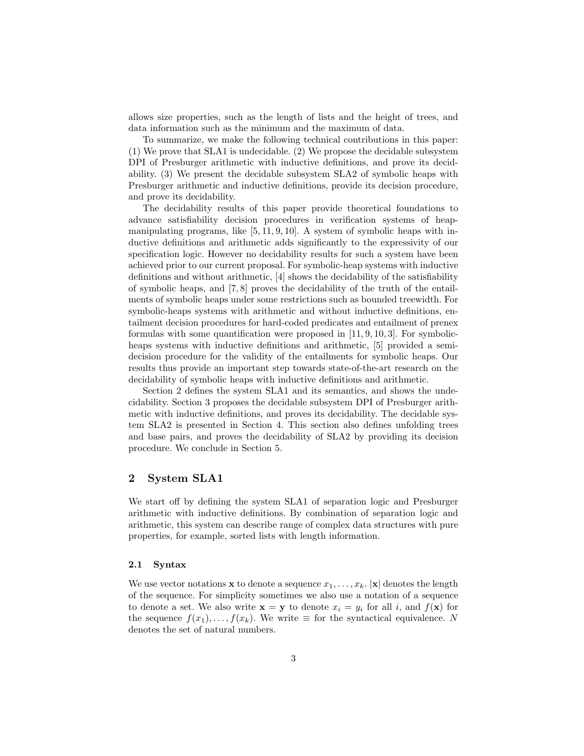allows size properties, such as the length of lists and the height of trees, and data information such as the minimum and the maximum of data.

To summarize, we make the following technical contributions in this paper: (1) We prove that SLA1 is undecidable. (2) We propose the decidable subsystem DPI of Presburger arithmetic with inductive definitions, and prove its decidability. (3) We present the decidable subsystem SLA2 of symbolic heaps with Presburger arithmetic and inductive definitions, provide its decision procedure, and prove its decidability.

The decidability results of this paper provide theoretical foundations to advance satisfiability decision procedures in verification systems of heap-manipulating programs, like [5, 11, 9, 10]. A system of symbolic heaps with inductive definitions and arithmetic adds significantly to the expressivity of our specification logic. However no decidability results for such a system have been achieved prior to our current proposal. For symbolic-heap systems with inductive definitions and without arithmetic, [4] shows the decidability of the satisfiability of symbolic heaps, and [7, 8] proves the decidability of the truth of the entailments of symbolic heaps under some restrictions such as bounded treewidth. For symbolic-heaps systems with arithmetic and without inductive definitions, entailment decision procedures for hard-coded predicates and entailment of prenex formulas with some quantification were proposed in [11, 9, 10, 3]. For symbolic-heaps systems with inductive definitions and arithmetic, [5] provided a semi-decision procedure for the validity of the entailments for symbolic heaps. Our results thus provide an important step towards state-of-the-art research on the decidability of symbolic heaps with inductive definitions and arithmetic.

Section 2 defines the system SLA1 and its semantics, and shows the undecidability. Section 3 proposes the decidable subsystem DPI of Presburger arithmetic with inductive definitions, and proves its decidability. The decidable system SLA2 is presented in Section 4. This section also defines unfolding trees and base pairs, and proves the decidability of SLA2 by providing its decision procedure. We conclude in Section 5.

## 2 System SLA1

We start off by defining the system SLA1 of separation logic and Presburger arithmetic with inductive definitions. By combination of separation logic and arithmetic, this system can describe range of complex data structures with pure properties, for example, sorted lists with length information.

### 2.1 Syntax

We use vector notations $\mathbf{x}$ to denote a sequence $x_1, \ldots, x_k$. $|\mathbf{x}|$ denotes the length of the sequence. For simplicity sometimes we also use a notation of a sequence to denote a set. We also write $\mathbf{x} = \mathbf{y}$ to denote $x_i = y_i$ for all $i$, and $f(\mathbf{x})$ for the sequence $f(x_1), \ldots, f(x_k)$. We write $\equiv$ for the syntactical equivalence. $N$ denotes the set of natural numbers.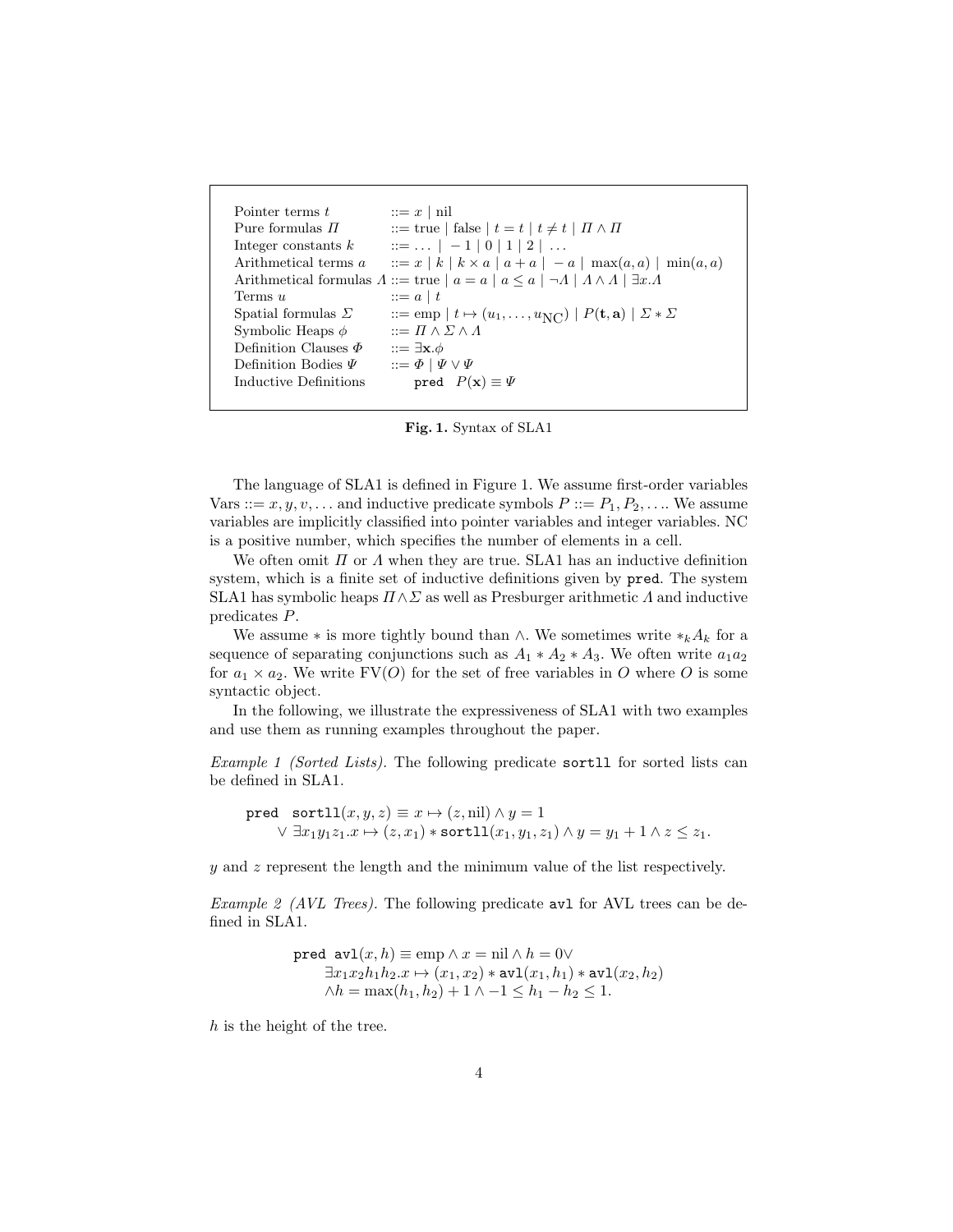| | |
|---|---|
| Pointer terms $t$ | $::= x \mid \text{nil}$ |
| Pure formulas $\Pi$ | $::= \text{true} \mid \text{false} \mid t = t \mid t \neq t \mid \Pi \wedge \Pi$ |
| Integer constants $k$ | $::= \ldots \mid -1 \mid 0 \mid 1 \mid 2 \mid \ldots$ |
| Arithmetical terms $a$ | $::= x \mid k \mid k \times a \mid a + a \mid -a \mid \max(a, a) \mid \min(a, a)$ |
| Arithmetical formulas $\Lambda$ | $::= \text{true} \mid a = a \mid a \leq a \mid \neg \Lambda \mid \Lambda \wedge \Lambda \mid \exists x.\Lambda$ |
| Terms $u$ | $::= a \mid t$ |
| Spatial formulas $\Sigma$ | $::= \text{emp} \mid t \mapsto (u_1, \ldots, u_{\text{NC}}) \mid P(\mathbf{t}, \mathbf{a}) \mid \Sigma * \Sigma$ |
| Symbolic Heaps $\phi$ | $::= \Pi \wedge \Sigma \wedge \Lambda$ |
| Definition Clauses $\Phi$ | $::= \exists \mathbf{x}.\phi$ |
| Definition Bodies $\Psi$ | $::= \Phi \mid \Psi \vee \Psi$ |
| Inductive Definitions | `pred` $P(\mathbf{x}) \equiv \Psi$ |

**Fig. 1.** Syntax of SLA1

The language of SLA1 is defined in Figure 1. We assume first-order variables Vars $::= x, y, v, \ldots$ and inductive predicate symbols $P ::= P_1, P_2, \ldots$. We assume variables are implicitly classified into pointer variables and integer variables. NC is a positive number, which specifies the number of elements in a cell.

We often omit $\Pi$ or $\Lambda$ when they are true. SLA1 has an inductive definition system, which is a finite set of inductive definitions given by `pred`. The system SLA1 has symbolic heaps $\Pi \wedge \Sigma$ as well as Presburger arithmetic $\Lambda$ and inductive predicates $P$.

We assume $*$ is more tightly bound than $\wedge$. We sometimes write $*_k A_k$ for a sequence of separating conjunctions such as $A_1 * A_2 * A_3$. We often write $a_1 a_2$ for $a_1 \times a_2$. We write $\text{FV}(O)$ for the set of free variables in $O$ where $O$ is some syntactic object.

In the following, we illustrate the expressiveness of SLA1 with two examples and use them as running examples throughout the paper.

*Example 1 (Sorted Lists).* The following predicate `sortll` for sorted lists can be defined in SLA1.

$$\begin{aligned} &\texttt{pred}\ \ \texttt{sortll}(x, y, z) \equiv x \mapsto (z, \text{nil}) \wedge y = 1 \\ &\quad \vee\ \exists x_1 y_1 z_1.x \mapsto (z, x_1) * \texttt{sortll}(x_1, y_1, z_1) \wedge y = y_1 + 1 \wedge z \leq z_1. \end{aligned}$$

$y$ and $z$ represent the length and the minimum value of the list respectively.

*Example 2 (AVL Trees).* The following predicate `avl` for AVL trees can be defined in SLA1.

$$\begin{aligned} &\texttt{pred}\ \texttt{avl}(x, h) \equiv \text{emp} \wedge x = \text{nil} \wedge h = 0 \vee \\ &\quad \exists x_1 x_2 h_1 h_2.x \mapsto (x_1, x_2) * \texttt{avl}(x_1, h_1) * \texttt{avl}(x_2, h_2) \\ &\quad \wedge h = \max(h_1, h_2) + 1 \wedge -1 \leq h_1 - h_2 \leq 1. \end{aligned}$$

$h$ is the height of the tree.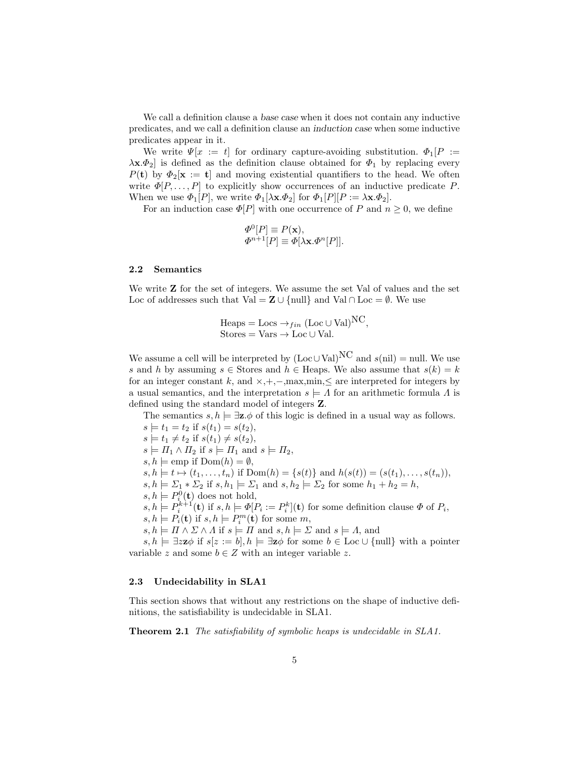We call a definition clause a *base case* when it does not contain any inductive predicates, and we call a definition clause an *induction case* when some inductive predicates appear in it.

We write $\Psi[x := t]$ for ordinary capture-avoiding substitution. $\Phi_1[P := \lambda\mathbf{x}.\Phi_2]$ is defined as the definition clause obtained for $\Phi_1$ by replacing every $P(\mathbf{t})$ by $\Phi_2[\mathbf{x} := \mathbf{t}]$ and moving existential quantifiers to the head. We often write $\Phi[P, \ldots, P]$ to explicitly show occurrences of an inductive predicate $P$. When we use $\Phi_1[P]$, we write $\Phi_1[\lambda\mathbf{x}.\Phi_2]$ for $\Phi_1[P][P := \lambda\mathbf{x}.\Phi_2]$.

For an induction case $\Phi[P]$ with one occurrence of $P$ and $n \geq 0$, we define

$$\Phi^0[P] \equiv P(\mathbf{x}),$$
$$\Phi^{n+1}[P] \equiv \Phi[\lambda\mathbf{x}.\Phi^n[P]].$$

### 2.2 Semantics

We write $\mathbf{Z}$ for the set of integers. We assume the set Val of values and the set Loc of addresses such that $\mathrm{Val} = \mathbf{Z} \cup \{\mathrm{null}\}$ and $\mathrm{Val} \cap \mathrm{Loc} = \emptyset$. We use

$$\mathrm{Heaps} = \mathrm{Locs} \to_{fin} (\mathrm{Loc} \cup \mathrm{Val})^{\mathrm{NC}},$$
$$\mathrm{Stores} = \mathrm{Vars} \to \mathrm{Loc} \cup \mathrm{Val}.$$

We assume a cell will be interpreted by $(\mathrm{Loc} \cup \mathrm{Val})^{\mathrm{NC}}$ and $s(\mathrm{nil}) = \mathrm{null}$. We use $s$ and $h$ by assuming $s \in \mathrm{Stores}$ and $h \in \mathrm{Heaps}$. We also assume that $s(k) = k$ for an integer constant $k$, and $\times, +, -, \max, \min, \leq$ are interpreted for integers by a usual semantics, and the interpretation $s \models \Lambda$ for an arithmetic formula $\Lambda$ is defined using the standard model of integers $\mathbf{Z}$.

The semantics $s, h \models \exists\mathbf{z}.\phi$ of this logic is defined in a usual way as follows.

$s \models t_1 = t_2$ if $s(t_1) = s(t_2)$,
$s \models t_1 \neq t_2$ if $s(t_1) \neq s(t_2)$,
$s \models \Pi_1 \wedge \Pi_2$ if $s \models \Pi_1$ and $s \models \Pi_2$,
$s, h \models \mathrm{emp}$ if $\mathrm{Dom}(h) = \emptyset$,
$s, h \models t \mapsto (t_1, \ldots, t_n)$ if $\mathrm{Dom}(h) = \{s(t)\}$ and $h(s(t)) = (s(t_1), \ldots, s(t_n))$,
$s, h \models \Sigma_1 * \Sigma_2$ if $s, h_1 \models \Sigma_1$ and $s, h_2 \models \Sigma_2$ for some $h_1 + h_2 = h$,
$s, h \models P_i^0(\mathbf{t})$ does not hold,
$s, h \models P_i^{k+1}(\mathbf{t})$ if $s, h \models \Phi[P_i := P_i^k](\mathbf{t})$ for some definition clause $\Phi$ of $P_i$,
$s, h \models P_i(\mathbf{t})$ if $s, h \models P_i^m(\mathbf{t})$ for some $m$,
$s, h \models \Pi \wedge \Sigma \wedge \Lambda$ if $s \models \Pi$ and $s, h \models \Sigma$ and $s \models \Lambda$, and
$s, h \models \exists z\mathbf{z}\phi$ if $s[z := b], h \models \exists\mathbf{z}\phi$ for some $b \in \mathrm{Loc} \cup \{\mathrm{null}\}$ with a pointer variable $z$ and some $b \in Z$ with an integer variable $z$.

### 2.3 Undecidability in SLA1

This section shows that without any restrictions on the shape of inductive definitions, the satisfiability is undecidable in SLA1.

**Theorem 2.1** *The satisfiability of symbolic heaps is undecidable in SLA1.*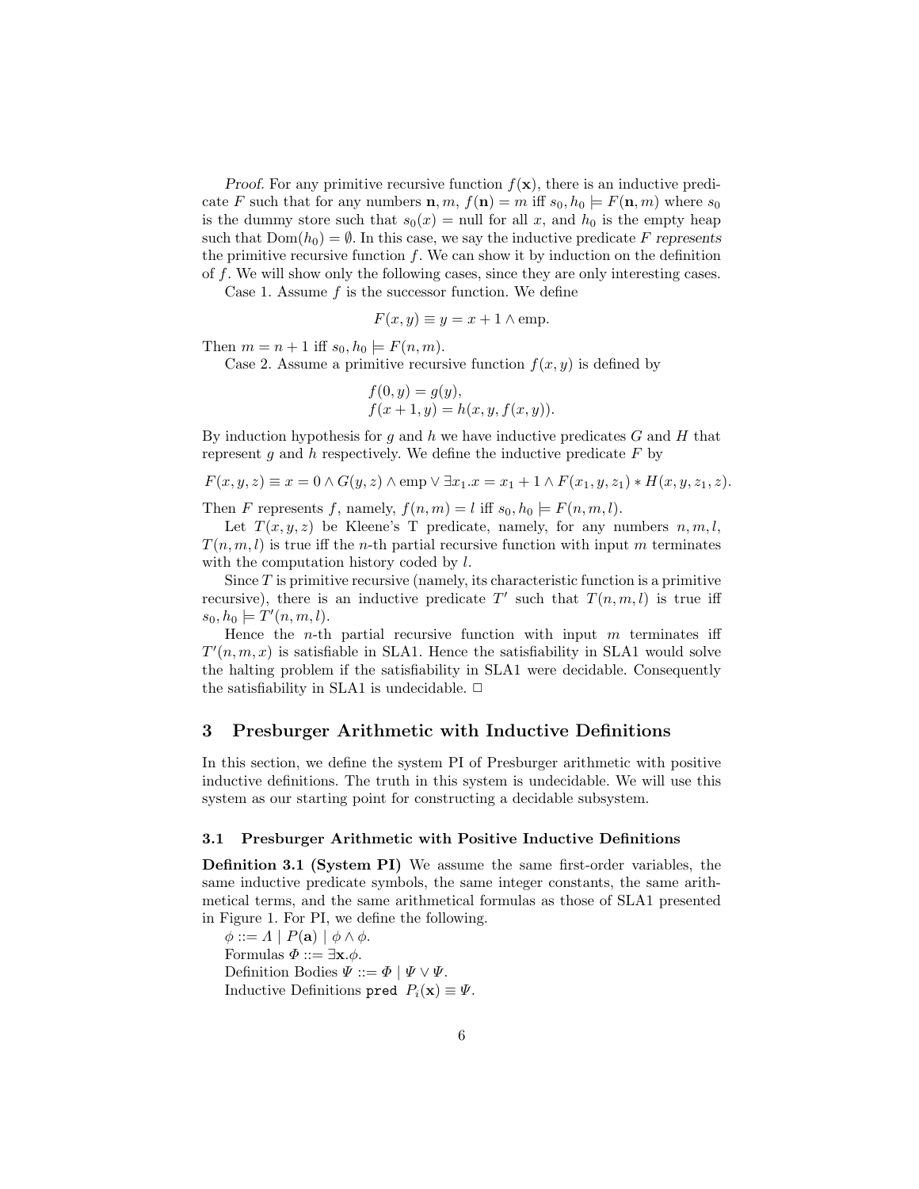*Proof.* For any primitive recursive function $f(\mathbf{x})$, there is an inductive predicate $F$ such that for any numbers $\mathbf{n}, m$, $f(\mathbf{n}) = m$ iff $s_0, h_0 \models F(\mathbf{n}, m)$ where $s_0$ is the dummy store such that $s_0(x) = \text{null}$ for all $x$, and $h_0$ is the empty heap such that $\text{Dom}(h_0) = \emptyset$. In this case, we say the inductive predicate $F$ *represents* the primitive recursive function $f$. We can show it by induction on the definition of $f$. We will show only the following cases, since they are only interesting cases.

Case 1. Assume $f$ is the successor function. We define

$$F(x, y) \equiv y = x + 1 \wedge \text{emp}.$$

Then $m = n + 1$ iff $s_0, h_0 \models F(n, m)$.

Case 2. Assume a primitive recursive function $f(x, y)$ is defined by

$$\begin{aligned} &f(0, y) = g(y), \\ &f(x + 1, y) = h(x, y, f(x, y)). \end{aligned}$$

By induction hypothesis for $g$ and $h$ we have inductive predicates $G$ and $H$ that represent $g$ and $h$ respectively. We define the inductive predicate $F$ by

$$F(x, y, z) \equiv x = 0 \wedge G(y, z) \wedge \text{emp} \vee \exists x_1 . x = x_1 + 1 \wedge F(x_1, y, z_1) * H(x, y, z_1, z).$$

Then $F$ represents $f$, namely, $f(n, m) = l$ iff $s_0, h_0 \models F(n, m, l)$.

Let $T(x, y, z)$ be Kleene's T predicate, namely, for any numbers $n, m, l$, $T(n, m, l)$ is true iff the $n$-th partial recursive function with input $m$ terminates with the computation history coded by $l$.

Since $T$ is primitive recursive (namely, its characteristic function is a primitive recursive), there is an inductive predicate $T'$ such that $T(n, m, l)$ is true iff $s_0, h_0 \models T'(n, m, l)$.

Hence the $n$-th partial recursive function with input $m$ terminates iff $T'(n, m, x)$ is satisfiable in SLA1. Hence the satisfiability in SLA1 would solve the halting problem if the satisfiability in SLA1 were decidable. Consequently the satisfiability in SLA1 is undecidable. $\Box$

## 3 Presburger Arithmetic with Inductive Definitions

In this section, we define the system PI of Presburger arithmetic with positive inductive definitions. The truth in this system is undecidable. We will use this system as our starting point for constructing a decidable subsystem.

### 3.1 Presburger Arithmetic with Positive Inductive Definitions

**Definition 3.1 (System PI)** We assume the same first-order variables, the same inductive predicate symbols, the same integer constants, the same arithmetical terms, and the same arithmetical formulas as those of SLA1 presented in Figure 1. For PI, we define the following.

$\phi ::= \Lambda \mid P(\mathbf{a}) \mid \phi \wedge \phi$.

Formulas $\Phi ::= \exists \mathbf{x}.\phi$.

Definition Bodies $\Psi ::= \Phi \mid \Psi \vee \Psi$.

Inductive Definitions `pred` $P_i(\mathbf{x}) \equiv \Psi$.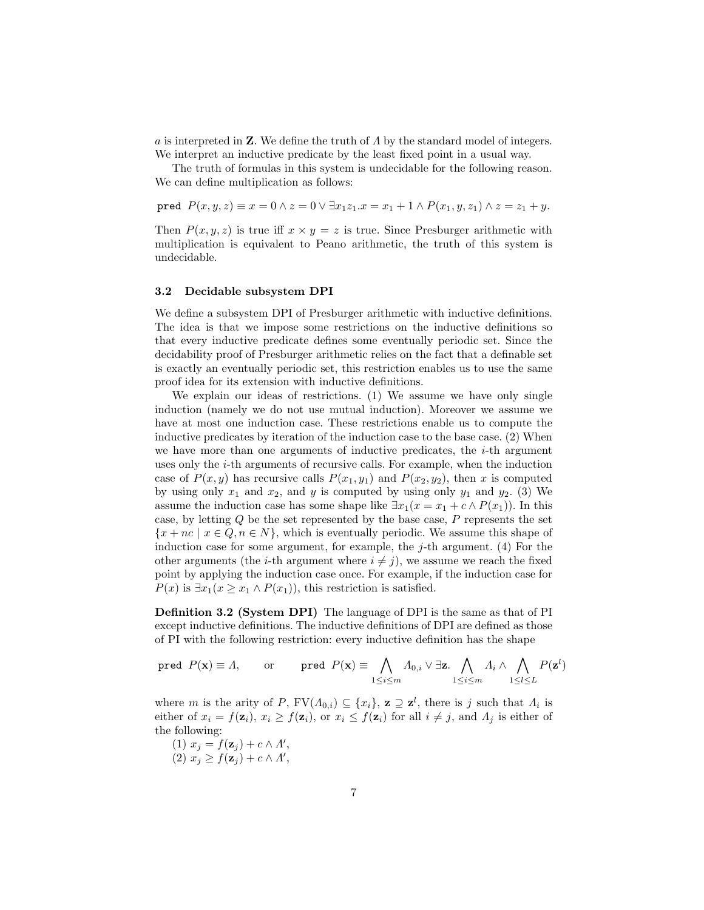$a$ is interpreted in $\mathbf{Z}$. We define the truth of $\Lambda$ by the standard model of integers. We interpret an inductive predicate by the least fixed point in a usual way.

The truth of formulas in this system is undecidable for the following reason. We can define multiplication as follows:

$$\texttt{pred}\ P(x, y, z) \equiv x = 0 \wedge z = 0 \vee \exists x_1 z_1 . x = x_1 + 1 \wedge P(x_1, y, z_1) \wedge z = z_1 + y.$$

Then $P(x, y, z)$ is true iff $x \times y = z$ is true. Since Presburger arithmetic with multiplication is equivalent to Peano arithmetic, the truth of this system is undecidable.

### 3.2 Decidable subsystem DPI

We define a subsystem DPI of Presburger arithmetic with inductive definitions. The idea is that we impose some restrictions on the inductive definitions so that every inductive predicate defines some eventually periodic set. Since the decidability proof of Presburger arithmetic relies on the fact that a definable set is exactly an eventually periodic set, this restriction enables us to use the same proof idea for its extension with inductive definitions.

We explain our ideas of restrictions. (1) We assume we have only single induction (namely we do not use mutual induction). Moreover we assume we have at most one induction case. These restrictions enable us to compute the inductive predicates by iteration of the induction case to the base case. (2) When we have more than one arguments of inductive predicates, the $i$-th argument uses only the $i$-th arguments of recursive calls. For example, when the induction case of $P(x, y)$ has recursive calls $P(x_1, y_1)$ and $P(x_2, y_2)$, then $x$ is computed by using only $x_1$ and $x_2$, and $y$ is computed by using only $y_1$ and $y_2$. (3) We assume the induction case has some shape like $\exists x_1(x = x_1 + c \wedge P(x_1))$. In this case, by letting $Q$ be the set represented by the base case, $P$ represents the set $\{x + nc \mid x \in Q, n \in N\}$, which is eventually periodic. We assume this shape of induction case for some argument, for example, the $j$-th argument. (4) For the other arguments (the $i$-th argument where $i \neq j$), we assume we reach the fixed point by applying the induction case once. For example, if the induction case for $P(x)$ is $\exists x_1(x \geq x_1 \wedge P(x_1))$, this restriction is satisfied.

**Definition 3.2 (System DPI)** The language of DPI is the same as that of PI except inductive definitions. The inductive definitions of DPI are defined as those of PI with the following restriction: every inductive definition has the shape

$$\texttt{pred}\ P(\mathbf{x}) \equiv \Lambda, \qquad \text{or} \qquad \texttt{pred}\ P(\mathbf{x}) \equiv \bigwedge_{1 \leq i \leq m} \Lambda_{0,i} \vee \exists \mathbf{z} . \bigwedge_{1 \leq i \leq m} \Lambda_i \wedge \bigwedge_{1 \leq l \leq L} P(\mathbf{z}^l)$$

where $m$ is the arity of $P$, $\mathrm{FV}(\Lambda_{0,i}) \subseteq \{x_i\}$, $\mathbf{z} \supseteq \mathbf{z}^l$, there is $j$ such that $\Lambda_i$ is either of $x_i = f(\mathbf{z}_i)$, $x_i \geq f(\mathbf{z}_i)$, or $x_i \leq f(\mathbf{z}_i)$ for all $i \neq j$, and $\Lambda_j$ is either of the following:

(1) $x_j = f(\mathbf{z}_j) + c \wedge \Lambda'$,
(2) $x_j \geq f(\mathbf{z}_j) + c \wedge \Lambda'$,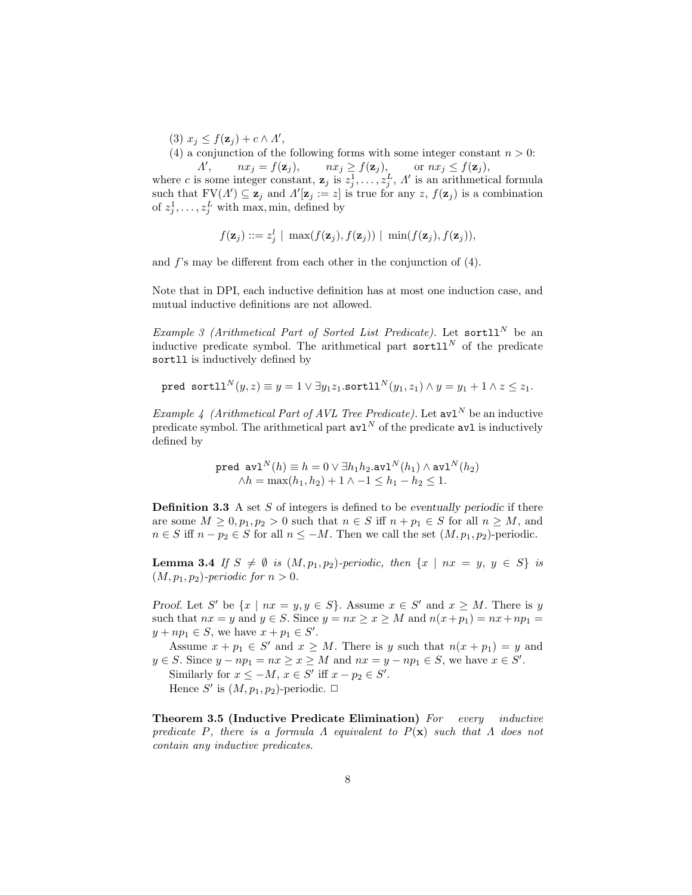(3) $x_j \le f(\mathbf{z}_j) + c \wedge \Lambda'$,

(4) a conjunction of the following forms with some integer constant $n > 0$:
$\Lambda'$, $\qquad nx_j = f(\mathbf{z}_j)$, $\qquad nx_j \ge f(\mathbf{z}_j)$, $\qquad$ or $nx_j \le f(\mathbf{z}_j)$,

where $c$ is some integer constant, $\mathbf{z}_j$ is $z_j^1, \dots, z_j^L$, $\Lambda'$ is an arithmetical formula such that $\mathrm{FV}(\Lambda') \subseteq \mathbf{z}_j$ and $\Lambda'[\mathbf{z}_j := z]$ is true for any $z$, $f(\mathbf{z}_j)$ is a combination of $z_j^1, \dots, z_j^L$ with max, min, defined by

$$f(\mathbf{z}_j) ::= z_j^l \mid \max(f(\mathbf{z}_j), f(\mathbf{z}_j)) \mid \min(f(\mathbf{z}_j), f(\mathbf{z}_j)),$$

and $f$'s may be different from each other in the conjunction of (4).

Note that in DPI, each inductive definition has at most one induction case, and mutual inductive definitions are not allowed.

*Example 3 (Arithmetical Part of Sorted List Predicate).* Let $\texttt{sortll}^N$ be an inductive predicate symbol. The arithmetical part $\texttt{sortll}^N$ of the predicate `sortll` is inductively defined by

$$\texttt{pred sortll}^N(y, z) \equiv y = 1 \vee \exists y_1 z_1.\texttt{sortll}^N(y_1, z_1) \wedge y = y_1 + 1 \wedge z \le z_1.$$

*Example 4 (Arithmetical Part of AVL Tree Predicate).* Let $\texttt{avl}^N$ be an inductive predicate symbol. The arithmetical part $\texttt{avl}^N$ of the predicate `avl` is inductively defined by

$$\begin{aligned}\texttt{pred avl}^N(h) \equiv h = 0 \vee \exists h_1 h_2.\texttt{avl}^N(h_1) \wedge \texttt{avl}^N(h_2) \\ \wedge h = \max(h_1, h_2) + 1 \wedge -1 \le h_1 - h_2 \le 1.\end{aligned}$$

**Definition 3.3** A set $S$ of integers is defined to be *eventually periodic* if there are some $M \ge 0, p_1, p_2 > 0$ such that $n \in S$ iff $n + p_1 \in S$ for all $n \ge M$, and $n \in S$ iff $n - p_2 \in S$ for all $n \le -M$. Then we call the set $(M, p_1, p_2)$-periodic.

**Lemma 3.4** *If $S \ne \emptyset$ is $(M, p_1, p_2)$-periodic, then $\{x \mid nx = y,\ y \in S\}$ is $(M, p_1, p_2)$-periodic for $n > 0$.*

*Proof.* Let $S'$ be $\{x \mid nx = y, y \in S\}$. Assume $x \in S'$ and $x \ge M$. There is $y$ such that $nx = y$ and $y \in S$. Since $y = nx \ge x \ge M$ and $n(x+p_1) = nx + np_1 = y + np_1 \in S$, we have $x + p_1 \in S'$.

Assume $x + p_1 \in S'$ and $x \ge M$. There is $y$ such that $n(x + p_1) = y$ and $y \in S$. Since $y - np_1 = nx \ge x \ge M$ and $nx = y - np_1 \in S$, we have $x \in S'$.

Similarly for $x \le -M$, $x \in S'$ iff $x - p_2 \in S'$.

Hence $S'$ is $(M, p_1, p_2)$-periodic. □

**Theorem 3.5 (Inductive Predicate Elimination)** *For every inductive predicate $P$, there is a formula $\Lambda$ equivalent to $P(\mathbf{x})$ such that $\Lambda$ does not contain any inductive predicates.*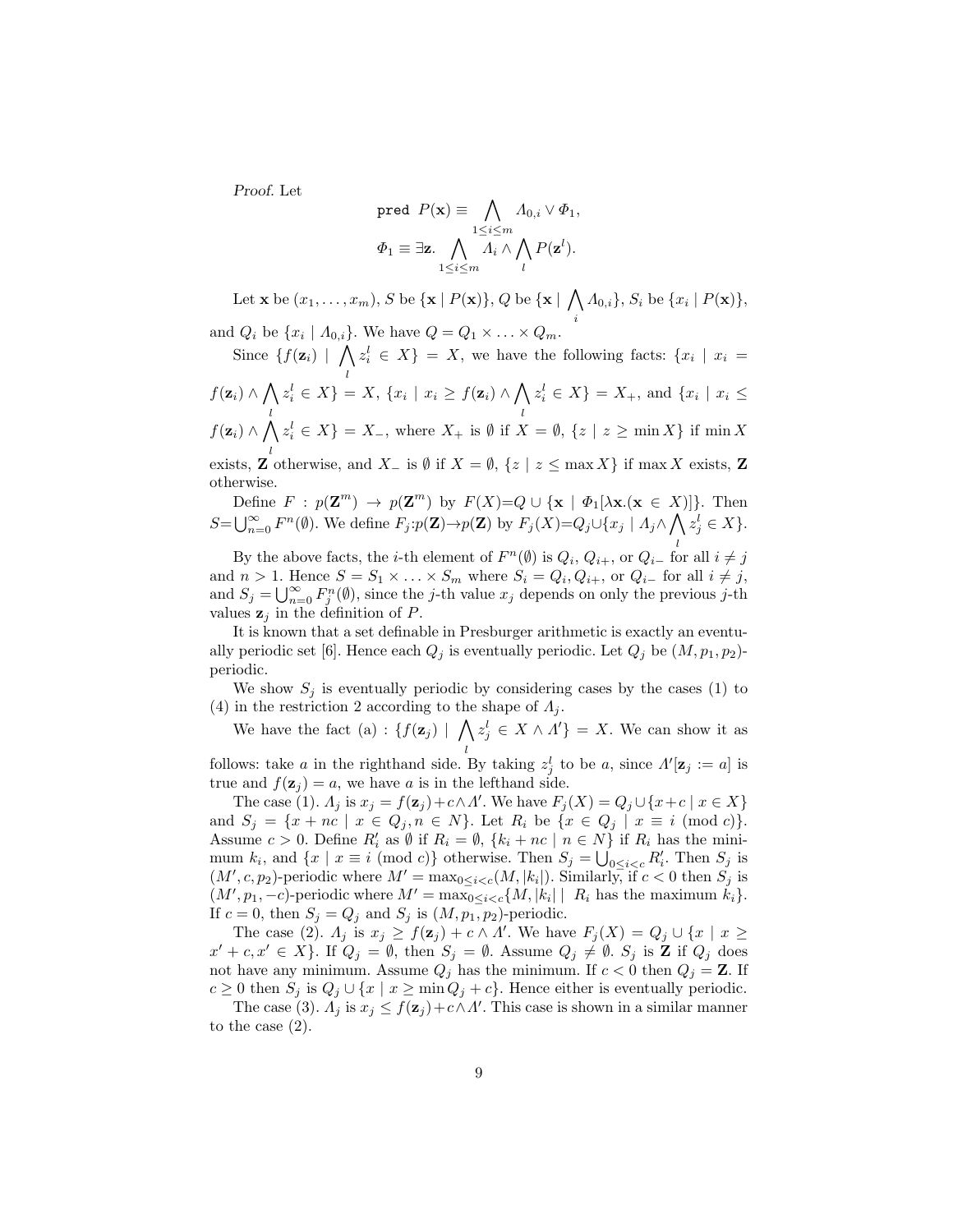*Proof.* Let

$$\texttt{pred}\ P(\mathbf{x}) \equiv \bigwedge_{1\le i\le m} \Lambda_{0,i} \vee \Phi_1,$$

$$\Phi_1 \equiv \exists \mathbf{z}. \bigwedge_{1\le i\le m} \Lambda_i \wedge \bigwedge_l P(\mathbf{z}^l).$$

Let $\mathbf{x}$ be $(x_1, \ldots, x_m)$, $S$ be $\{\mathbf{x} \mid P(\mathbf{x})\}$, $Q$ be $\{\mathbf{x} \mid \bigwedge_i \Lambda_{0,i}\}$, $S_i$ be $\{x_i \mid P(\mathbf{x})\}$, and $Q_i$ be $\{x_i \mid \Lambda_{0,i}\}$. We have $Q = Q_1 \times \ldots \times Q_m$.

Since $\{f(\mathbf{z}_i) \mid \bigwedge_l z_i^l \in X\} = X$, we have the following facts: $\{x_i \mid x_i = f(\mathbf{z}_i) \wedge \bigwedge_l z_i^l \in X\} = X$, $\{x_i \mid x_i \ge f(\mathbf{z}_i) \wedge \bigwedge_l z_i^l \in X\} = X_+$, and $\{x_i \mid x_i \le f(\mathbf{z}_i) \wedge \bigwedge_l z_i^l \in X\} = X_-$, where $X_+$ is $\emptyset$ if $X = \emptyset$, $\{z \mid z \ge \min X\}$ if $\min X$ exists, $\mathbf{Z}$ otherwise, and $X_-$ is $\emptyset$ if $X = \emptyset$, $\{z \mid z \le \max X\}$ if $\max X$ exists, $\mathbf{Z}$ otherwise.

Define $F : p(\mathbf{Z}^m) \to p(\mathbf{Z}^m)$ by $F(X)=Q \cup \{\mathbf{x} \mid \Phi_1[\lambda\mathbf{x}.(\mathbf{x} \in X)]\}$. Then $S=\bigcup_{n=0}^{\infty} F^n(\emptyset)$. We define $F_j{:}p(\mathbf{Z}){\to}p(\mathbf{Z})$ by $F_j(X){=}Q_j{\cup}\{x_j \mid \Lambda_j{\wedge}\bigwedge_l z_j^l \in X\}$.

By the above facts, the $i$-th element of $F^n(\emptyset)$ is $Q_i$, $Q_{i+}$, or $Q_{i-}$ for all $i \ne j$ and $n > 1$. Hence $S = S_1 \times \ldots \times S_m$ where $S_i = Q_i, Q_{i+}$, or $Q_{i-}$ for all $i \ne j$, and $S_j = \bigcup_{n=0}^{\infty} F_j^n(\emptyset)$, since the $j$-th value $x_j$ depends on only the previous $j$-th values $\mathbf{z}_j$ in the definition of $P$.

It is known that a set definable in Presburger arithmetic is exactly an eventually periodic set [6]. Hence each $Q_j$ is eventually periodic. Let $Q_j$ be $(M, p_1, p_2)$-periodic.

We show $S_j$ is eventually periodic by considering cases by the cases (1) to (4) in the restriction 2 according to the shape of $\Lambda_j$.

We have the fact (a) : $\{f(\mathbf{z}_j) \mid \bigwedge_l z_j^l \in X \wedge \Lambda'\} = X$. We can show it as follows: take $a$ in the righthand side. By taking $z_j^l$ to be $a$, since $\Lambda'[\mathbf{z}_j := a]$ is true and $f(\mathbf{z}_j) = a$, we have $a$ is in the lefthand side.

The case (1). $\Lambda_j$ is $x_j = f(\mathbf{z}_j) + c \wedge \Lambda'$. We have $F_j(X) = Q_j \cup \{x + c \mid x \in X\}$ and $S_j = \{x + nc \mid x \in Q_j, n \in N\}$. Let $R_i$ be $\{x \in Q_j \mid x \equiv i \pmod c\}$. Assume $c > 0$. Define $R'_i$ as $\emptyset$ if $R_i = \emptyset$, $\{k_i + nc \mid n \in N\}$ if $R_i$ has the minimum $k_i$, and $\{x \mid x \equiv i \pmod c\}$ otherwise. Then $S_j = \bigcup_{0\le i<c} R'_i$. Then $S_j$ is $(M', c, p_2)$-periodic where $M' = \max_{0\le i<c}(M, |k_i|)$. Similarly, if $c < 0$ then $S_j$ is $(M', p_1, -c)$-periodic where $M' = \max_{0\le i<c}\{M, |k_i| \mid R_i$ has the maximum $k_i\}$. If $c = 0$, then $S_j = Q_j$ and $S_j$ is $(M, p_1, p_2)$-periodic.

The case (2). $\Lambda_j$ is $x_j \ge f(\mathbf{z}_j) + c \wedge \Lambda'$. We have $F_j(X) = Q_j \cup \{x \mid x \ge x' + c, x' \in X\}$. If $Q_j = \emptyset$, then $S_j = \emptyset$. Assume $Q_j \ne \emptyset$. $S_j$ is $\mathbf{Z}$ if $Q_j$ does not have any minimum. Assume $Q_j$ has the minimum. If $c < 0$ then $Q_j = \mathbf{Z}$. If $c \ge 0$ then $S_j$ is $Q_j \cup \{x \mid x \ge \min Q_j + c\}$. Hence either is eventually periodic.

The case (3). $\Lambda_j$ is $x_j \le f(\mathbf{z}_j) + c \wedge \Lambda'$. This case is shown in a similar manner to the case (2).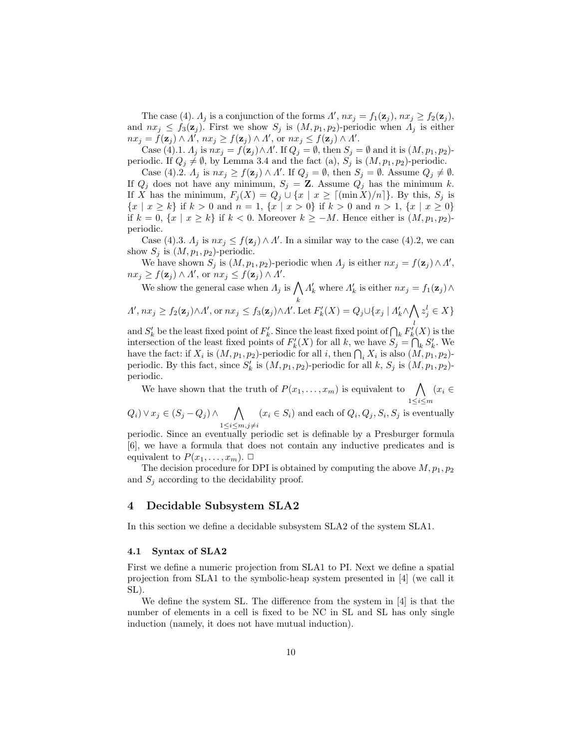The case (4). $\Lambda_j$ is a conjunction of the forms $\Lambda'$, $nx_j = f_1(\mathbf{z}_j)$, $nx_j \geq f_2(\mathbf{z}_j)$, and $nx_j \leq f_3(\mathbf{z}_j)$. First we show $S_j$ is $(M, p_1, p_2)$-periodic when $\Lambda_j$ is either $nx_j = f(\mathbf{z}_j) \wedge \Lambda'$, $nx_j \geq f(\mathbf{z}_j) \wedge \Lambda'$, or $nx_j \leq f(\mathbf{z}_j) \wedge \Lambda'$.

Case (4).1. $\Lambda_j$ is $nx_j = f(\mathbf{z}_j) \wedge \Lambda'$. If $Q_j = \emptyset$, then $S_j = \emptyset$ and it is $(M, p_1, p_2)$-periodic. If $Q_j \neq \emptyset$, by Lemma 3.4 and the fact (a), $S_j$ is $(M, p_1, p_2)$-periodic.

Case (4).2. $\Lambda_j$ is $nx_j \geq f(\mathbf{z}_j) \wedge \Lambda'$. If $Q_j = \emptyset$, then $S_j = \emptyset$. Assume $Q_j \neq \emptyset$. If $Q_j$ does not have any minimum, $S_j = \mathbf{Z}$. Assume $Q_j$ has the minimum $k$. If $X$ has the minimum, $F_j(X) = Q_j \cup \{x \mid x \geq \lceil (\min X)/n \rceil\}$. By this, $S_j$ is $\{x \mid x \geq k\}$ if $k > 0$ and $n = 1$, $\{x \mid x > 0\}$ if $k > 0$ and $n > 1$, $\{x \mid x \geq 0\}$ if $k = 0$, $\{x \mid x \geq k\}$ if $k < 0$. Moreover $k \geq -M$. Hence either is $(M, p_1, p_2)$-periodic.

Case (4).3. $\Lambda_j$ is $nx_j \leq f(\mathbf{z}_j) \wedge \Lambda'$. In a similar way to the case (4).2, we can show $S_j$ is $(M, p_1, p_2)$-periodic.

We have shown $S_j$ is $(M, p_1, p_2)$-periodic when $\Lambda_j$ is either $nx_j = f(\mathbf{z}_j) \wedge \Lambda'$, $nx_j \geq f(\mathbf{z}_j) \wedge \Lambda'$, or $nx_j \leq f(\mathbf{z}_j) \wedge \Lambda'$.

We show the general case when $\Lambda_j$ is $\bigwedge_k \Lambda'_k$ where $\Lambda'_k$ is either $nx_j = f_1(\mathbf{z}_j) \wedge \Lambda'$, $nx_j \geq f_2(\mathbf{z}_j) \wedge \Lambda'$, or $nx_j \leq f_3(\mathbf{z}_j) \wedge \Lambda'$. Let $F'_k(X) = Q_j \cup \{x_j \mid \Lambda'_k \wedge \bigwedge_l z^l_j \in X\}$ and $S'_k$ be the least fixed point of $F'_k$. Since the least fixed point of $\bigcap_k F'_k(X)$ is the intersection of the least fixed points of $F'_k(X)$ for all $k$, we have $S_j = \bigcap_k S'_k$. We have the fact: if $X_i$ is $(M, p_1, p_2)$-periodic for all $i$, then $\bigcap_i X_i$ is also $(M, p_1, p_2)$-periodic. By this fact, since $S'_k$ is $(M, p_1, p_2)$-periodic for all $k$, $S_j$ is $(M, p_1, p_2)$-periodic.

We have shown that the truth of $P(x_1, \ldots, x_m)$ is equivalent to $\bigwedge_{1 \leq i \leq m} (x_i \in Q_i) \vee x_j \in (S_j - Q_j) \wedge \bigwedge_{1 \leq i \leq m, j \neq i} (x_i \in S_i)$ and each of $Q_i, Q_j, S_i, S_j$ is eventually periodic. Since an eventually periodic set is definable by a Presburger formula [6], we have a formula that does not contain any inductive predicates and is equivalent to $P(x_1, \ldots, x_m)$. $\Box$

The decision procedure for DPI is obtained by computing the above $M, p_1, p_2$ and $S_j$ according to the decidability proof.

## 4 Decidable Subsystem SLA2

In this section we define a decidable subsystem SLA2 of the system SLA1.

### 4.1 Syntax of SLA2

First we define a numeric projection from SLA1 to PI. Next we define a spatial projection from SLA1 to the symbolic-heap system presented in [4] (we call it SL).

We define the system SL. The difference from the system in [4] is that the number of elements in a cell is fixed to be NC in SL and SL has only single induction (namely, it does not have mutual induction).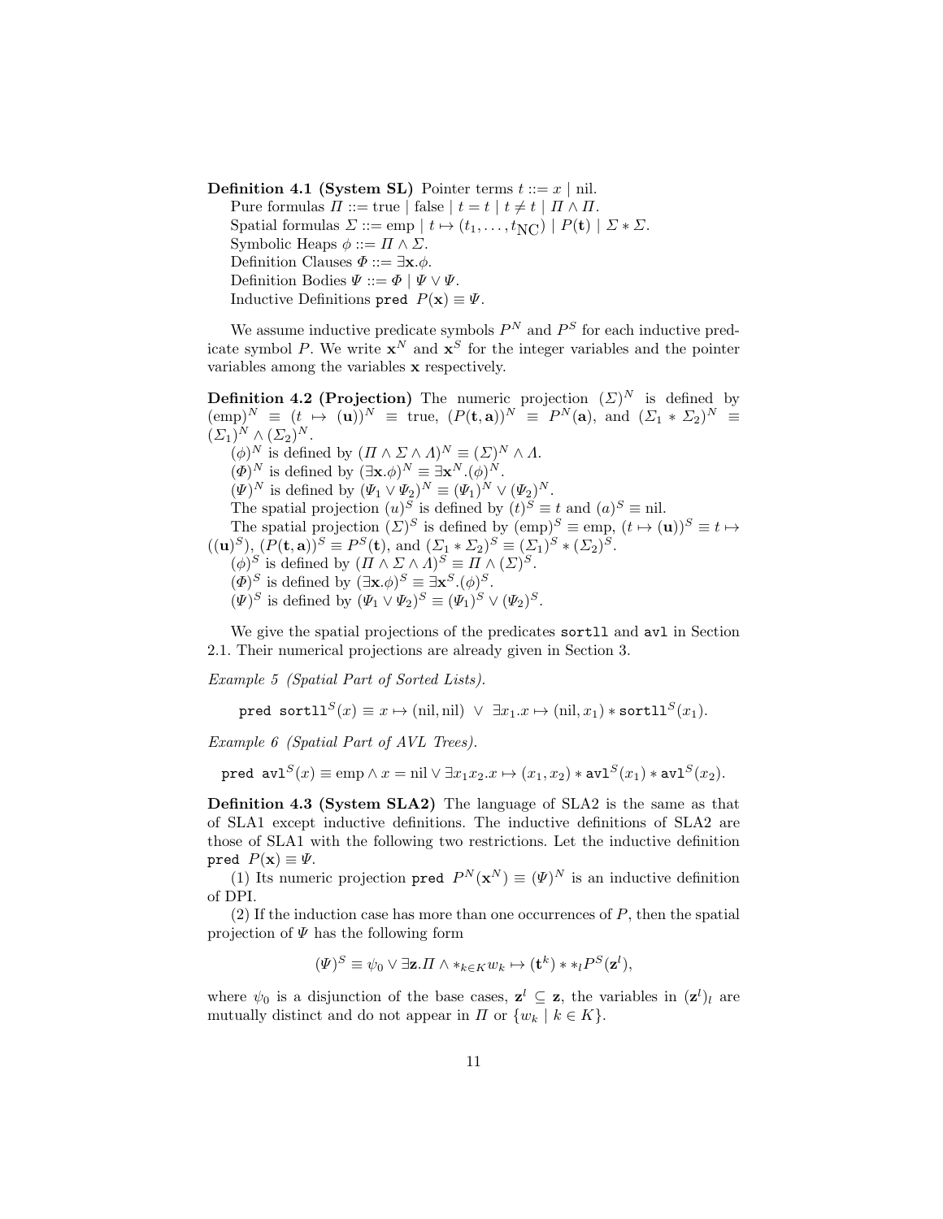**Definition 4.1 (System SL)** Pointer terms $t ::= x \mid \text{nil}$.
Pure formulas $\Pi ::= \text{true} \mid \text{false} \mid t = t \mid t \neq t \mid \Pi \wedge \Pi$.
Spatial formulas $\Sigma ::= \text{emp} \mid t \mapsto (t_1, \ldots, t_{\text{NC}}) \mid P(\mathbf{t}) \mid \Sigma * \Sigma$.
Symbolic Heaps $\phi ::= \Pi \wedge \Sigma$.
Definition Clauses $\Phi ::= \exists \mathbf{x}.\phi$.
Definition Bodies $\Psi ::= \Phi \mid \Psi \vee \Psi$.
Inductive Definitions `pred` $P(\mathbf{x}) \equiv \Psi$.

We assume inductive predicate symbols $P^N$ and $P^S$ for each inductive predicate symbol $P$. We write $\mathbf{x}^N$ and $\mathbf{x}^S$ for the integer variables and the pointer variables among the variables $\mathbf{x}$ respectively.

**Definition 4.2 (Projection)** The numeric projection $(\Sigma)^N$ is defined by $(\text{emp})^N \equiv (t \mapsto (\mathbf{u}))^N \equiv \text{true}$, $(P(\mathbf{t}, \mathbf{a}))^N \equiv P^N(\mathbf{a})$, and $(\Sigma_1 * \Sigma_2)^N \equiv (\Sigma_1)^N \wedge (\Sigma_2)^N$.
$(\phi)^N$ is defined by $(\Pi \wedge \Sigma \wedge \Lambda)^N \equiv (\Sigma)^N \wedge \Lambda$.
$(\Phi)^N$ is defined by $(\exists \mathbf{x}.\phi)^N \equiv \exists \mathbf{x}^N.(\phi)^N$.
$(\Psi)^N$ is defined by $(\Psi_1 \vee \Psi_2)^N \equiv (\Psi_1)^N \vee (\Psi_2)^N$.
The spatial projection $(u)^S$ is defined by $(t)^S \equiv t$ and $(a)^S \equiv \text{nil}$.
The spatial projection $(\Sigma)^S$ is defined by $(\text{emp})^S \equiv \text{emp}$, $(t \mapsto (\mathbf{u}))^S \equiv t \mapsto ((\mathbf{u})^S)$, $(P(\mathbf{t}, \mathbf{a}))^S \equiv P^S(\mathbf{t})$, and $(\Sigma_1 * \Sigma_2)^S \equiv (\Sigma_1)^S * (\Sigma_2)^S$.
$(\phi)^S$ is defined by $(\Pi \wedge \Sigma \wedge \Lambda)^S \equiv \Pi \wedge (\Sigma)^S$.
$(\Phi)^S$ is defined by $(\exists \mathbf{x}.\phi)^S \equiv \exists \mathbf{x}^S.(\phi)^S$.
$(\Psi)^S$ is defined by $(\Psi_1 \vee \Psi_2)^S \equiv (\Psi_1)^S \vee (\Psi_2)^S$.

We give the spatial projections of the predicates `sortll` and `avl` in Section 2.1. Their numerical projections are already given in Section 3.

*Example 5 (Spatial Part of Sorted Lists).*

$$\texttt{pred sortll}^S(x) \equiv x \mapsto (\text{nil}, \text{nil}) \ \vee \ \exists x_1.x \mapsto (\text{nil}, x_1) * \texttt{sortll}^S(x_1).$$

*Example 6 (Spatial Part of AVL Trees).*

$$\texttt{pred avl}^S(x) \equiv \text{emp} \wedge x = \text{nil} \vee \exists x_1 x_2.x \mapsto (x_1, x_2) * \texttt{avl}^S(x_1) * \texttt{avl}^S(x_2).$$

**Definition 4.3 (System SLA2)** The language of SLA2 is the same as that of SLA1 except inductive definitions. The inductive definitions of SLA2 are those of SLA1 with the following two restrictions. Let the inductive definition `pred` $P(\mathbf{x}) \equiv \Psi$.

(1) Its numeric projection `pred` $P^N(\mathbf{x}^N) \equiv (\Psi)^N$ is an inductive definition of DPI.

(2) If the induction case has more than one occurrences of $P$, then the spatial projection of $\Psi$ has the following form

$$(\Psi)^S \equiv \psi_0 \vee \exists \mathbf{z}.\Pi \wedge *_{k \in K} w_k \mapsto (\mathbf{t}^k) * *_l P^S(\mathbf{z}^l),$$

where $\psi_0$ is a disjunction of the base cases, $\mathbf{z}^l \subseteq \mathbf{z}$, the variables in $(\mathbf{z}^l)_l$ are mutually distinct and do not appear in $\Pi$ or $\{w_k \mid k \in K\}$.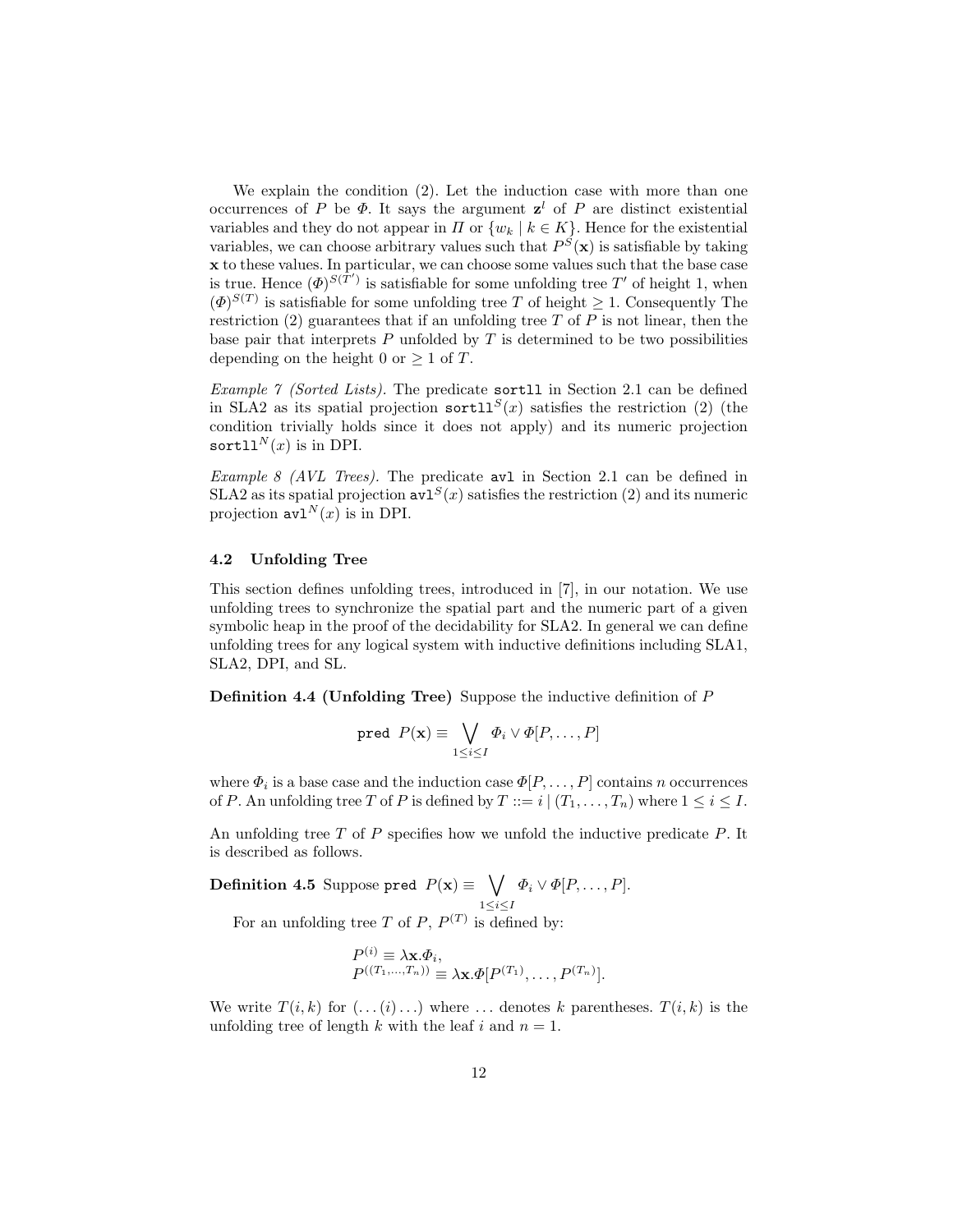We explain the condition (2). Let the induction case with more than one occurrences of $P$ be $\Phi$. It says the argument $\mathbf{z}^l$ of $P$ are distinct existential variables and they do not appear in $\Pi$ or $\{w_k \mid k \in K\}$. Hence for the existential variables, we can choose arbitrary values such that $P^S(\mathbf{x})$ is satisfiable by taking $\mathbf{x}$ to these values. In particular, we can choose some values such that the base case is true. Hence $(\Phi)^{S(T')}$ is satisfiable for some unfolding tree $T'$ of height 1, when $(\Phi)^{S(T)}$ is satisfiable for some unfolding tree $T$ of height $\geq 1$. Consequently The restriction (2) guarantees that if an unfolding tree $T$ of $P$ is not linear, then the base pair that interprets $P$ unfolded by $T$ is determined to be two possibilities depending on the height 0 or $\geq 1$ of $T$.

*Example 7 (Sorted Lists).* The predicate `sortll` in Section 2.1 can be defined in SLA2 as its spatial projection $\texttt{sortll}^S(x)$ satisfies the restriction (2) (the condition trivially holds since it does not apply) and its numeric projection $\texttt{sortll}^N(x)$ is in DPI.

*Example 8 (AVL Trees).* The predicate `avl` in Section 2.1 can be defined in SLA2 as its spatial projection $\texttt{avl}^S(x)$ satisfies the restriction (2) and its numeric projection $\texttt{avl}^N(x)$ is in DPI.

### 4.2 Unfolding Tree

This section defines unfolding trees, introduced in [7], in our notation. We use unfolding trees to synchronize the spatial part and the numeric part of a given symbolic heap in the proof of the decidability for SLA2. In general we can define unfolding trees for any logical system with inductive definitions including SLA1, SLA2, DPI, and SL.

**Definition 4.4 (Unfolding Tree)** Suppose the inductive definition of $P$

$$\texttt{pred}\ P(\mathbf{x}) \equiv \bigvee_{1 \leq i \leq I} \Phi_i \vee \Phi[P, \ldots, P]$$

where $\Phi_i$ is a base case and the induction case $\Phi[P, \ldots, P]$ contains $n$ occurrences of $P$. An unfolding tree $T$ of $P$ is defined by $T ::= i \mid (T_1, \ldots, T_n)$ where $1 \leq i \leq I$.

An unfolding tree $T$ of $P$ specifies how we unfold the inductive predicate $P$. It is described as follows.

**Definition 4.5** Suppose $\texttt{pred}\ P(\mathbf{x}) \equiv \bigvee_{1 \leq i \leq I} \Phi_i \vee \Phi[P, \ldots, P]$.

For an unfolding tree $T$ of $P$, $P^{(T)}$ is defined by:

$$P^{(i)} \equiv \lambda \mathbf{x}.\Phi_i,$$
$$P^{((T_1, \ldots, T_n))} \equiv \lambda \mathbf{x}.\Phi[P^{(T_1)}, \ldots, P^{(T_n)}].$$

We write $T(i, k)$ for $(\ldots(i)\ldots)$ where $\ldots$ denotes $k$ parentheses. $T(i, k)$ is the unfolding tree of length $k$ with the leaf $i$ and $n = 1$.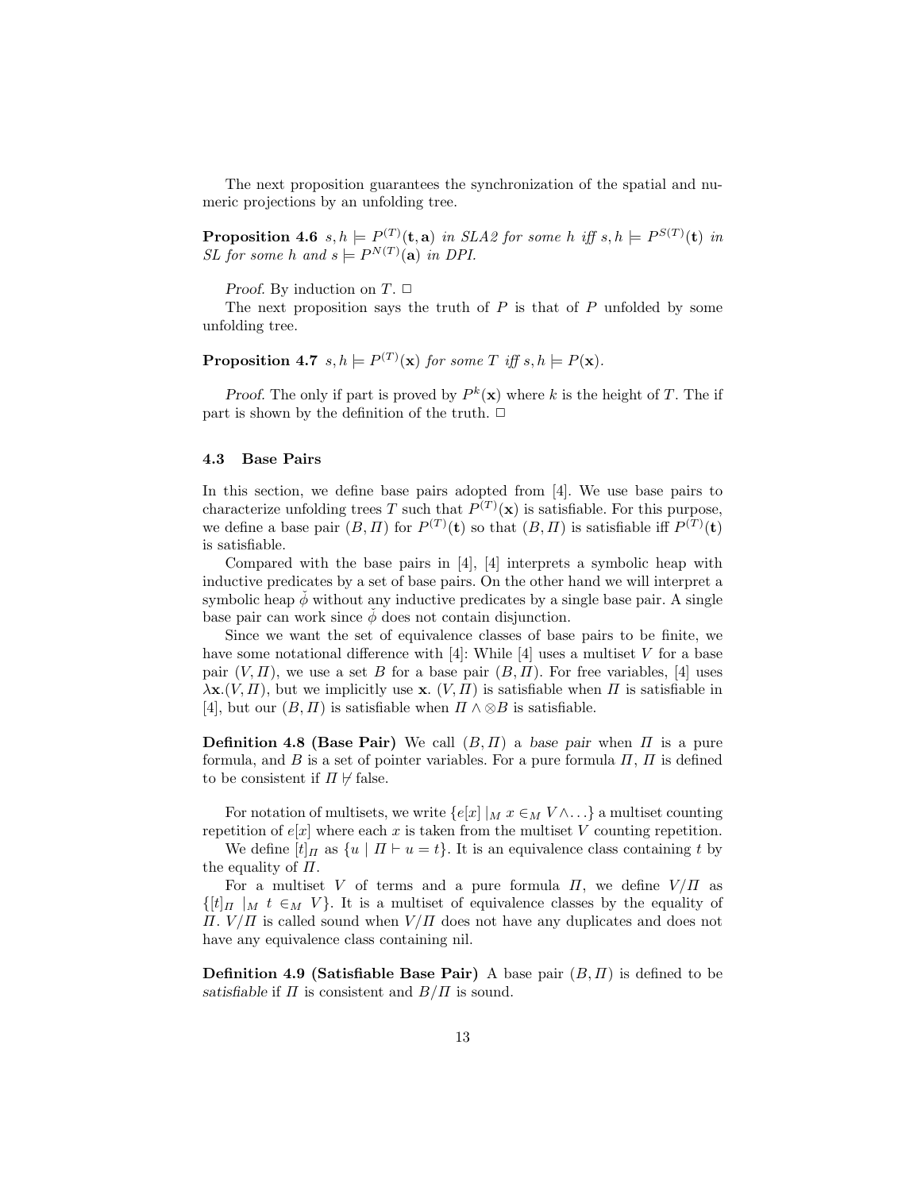The next proposition guarantees the synchronization of the spatial and numeric projections by an unfolding tree.

**Proposition 4.6** *$s, h \models P^{(T)}(\mathbf{t}, \mathbf{a})$ in SLA2 for some $h$ iff $s, h \models P^{S(T)}(\mathbf{t})$ in SL for some $h$ and $s \models P^{N(T)}(\mathbf{a})$ in DPI.*

*Proof.* By induction on $T$. $\Box$

The next proposition says the truth of $P$ is that of $P$ unfolded by some unfolding tree.

**Proposition 4.7** *$s, h \models P^{(T)}(\mathbf{x})$ for some $T$ iff $s, h \models P(\mathbf{x})$.*

*Proof.* The only if part is proved by $P^k(\mathbf{x})$ where $k$ is the height of $T$. The if part is shown by the definition of the truth. $\Box$

### 4.3 Base Pairs

In this section, we define base pairs adopted from [4]. We use base pairs to characterize unfolding trees $T$ such that $P^{(T)}(\mathbf{x})$ is satisfiable. For this purpose, we define a base pair $(B, \Pi)$ for $P^{(T)}(\mathbf{t})$ so that $(B, \Pi)$ is satisfiable iff $P^{(T)}(\mathbf{t})$ is satisfiable.

Compared with the base pairs in [4], [4] interprets a symbolic heap with inductive predicates by a set of base pairs. On the other hand we will interpret a symbolic heap $\check{\phi}$ without any inductive predicates by a single base pair. A single base pair can work since $\check{\phi}$ does not contain disjunction.

Since we want the set of equivalence classes of base pairs to be finite, we have some notational difference with [4]: While [4] uses a multiset $V$ for a base pair $(V, \Pi)$, we use a set $B$ for a base pair $(B, \Pi)$. For free variables, [4] uses $\lambda\mathbf{x}.(V, \Pi)$, but we implicitly use $\mathbf{x}$. $(V, \Pi)$ is satisfiable when $\Pi$ is satisfiable in [4], but our $(B, \Pi)$ is satisfiable when $\Pi \wedge \otimes B$ is satisfiable.

**Definition 4.8 (Base Pair)** We call $(B, \Pi)$ a *base pair* when $\Pi$ is a pure formula, and $B$ is a set of pointer variables. For a pure formula $\Pi$, $\Pi$ is defined to be consistent if $\Pi \nvdash \text{false}$.

For notation of multisets, we write $\{e[x] \mid_M x \in_M V \wedge \ldots\}$ a multiset counting repetition of $e[x]$ where each $x$ is taken from the multiset $V$ counting repetition.

We define $[t]_\Pi$ as $\{u \mid \Pi \vdash u = t\}$. It is an equivalence class containing $t$ by the equality of $\Pi$.

For a multiset $V$ of terms and a pure formula $\Pi$, we define $V/\Pi$ as $\{[t]_\Pi \mid_M t \in_M V\}$. It is a multiset of equivalence classes by the equality of $\Pi$. $V/\Pi$ is called sound when $V/\Pi$ does not have any duplicates and does not have any equivalence class containing nil.

**Definition 4.9 (Satisfiable Base Pair)** A base pair $(B, \Pi)$ is defined to be *satisfiable* if $\Pi$ is consistent and $B/\Pi$ is sound.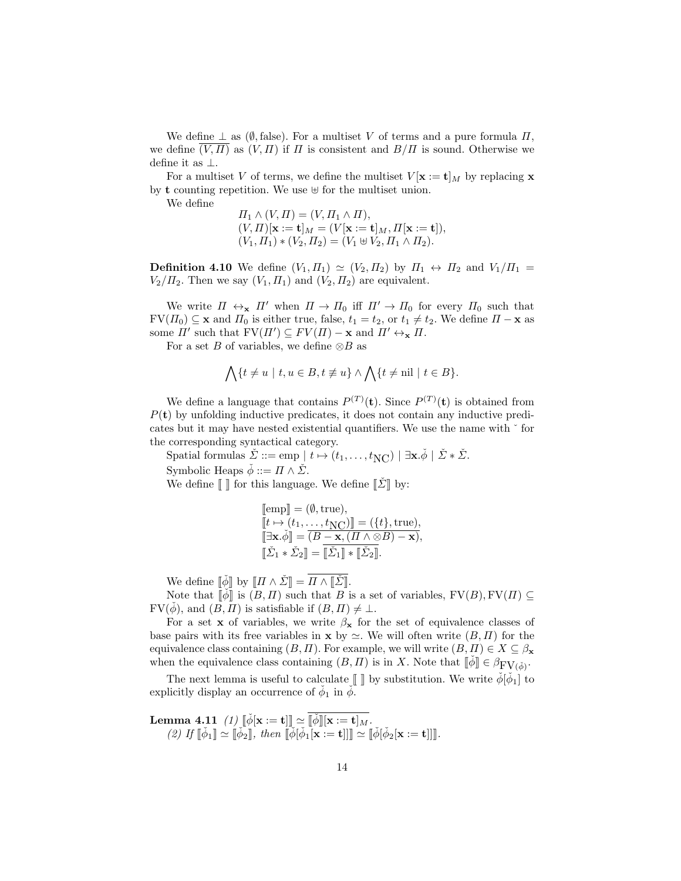We define $\bot$ as $(\emptyset, \text{false})$. For a multiset $V$ of terms and a pure formula $\Pi$, we define $\overline{(V, \Pi)}$ as $(V, \Pi)$ if $\Pi$ is consistent and $B/\Pi$ is sound. Otherwise we define it as $\bot$.

For a multiset $V$ of terms, we define the multiset $V[\mathbf{x} := \mathbf{t}]_M$ by replacing $\mathbf{x}$ by $\mathbf{t}$ counting repetition. We use $\uplus$ for the multiset union.

We define

$$
\begin{aligned}
&\Pi_1 \wedge (V, \Pi) = (V, \Pi_1 \wedge \Pi), \\
&(V, \Pi)[\mathbf{x} := \mathbf{t}]_M = (V[\mathbf{x} := \mathbf{t}]_M, \Pi[\mathbf{x} := \mathbf{t}]), \\
&(V_1, \Pi_1) * (V_2, \Pi_2) = (V_1 \uplus V_2, \Pi_1 \wedge \Pi_2).
\end{aligned}
$$

**Definition 4.10** We define $(V_1, \Pi_1) \simeq (V_2, \Pi_2)$ by $\Pi_1 \leftrightarrow \Pi_2$ and $V_1/\Pi_1 = V_2/\Pi_2$. Then we say $(V_1, \Pi_1)$ and $(V_2, \Pi_2)$ are equivalent.

We write $\Pi \leftrightarrow_{\mathbf{x}} \Pi'$ when $\Pi \to \Pi_0$ iff $\Pi' \to \Pi_0$ for every $\Pi_0$ such that $\text{FV}(\Pi_0) \subseteq \mathbf{x}$ and $\Pi_0$ is either true, false, $t_1 = t_2$, or $t_1 \neq t_2$. We define $\Pi - \mathbf{x}$ as some $\Pi'$ such that $\text{FV}(\Pi') \subseteq FV(\Pi) - \mathbf{x}$ and $\Pi' \leftrightarrow_{\mathbf{x}} \Pi$.

For a set $B$ of variables, we define $\otimes B$ as

$$
\bigwedge \{t \neq u \mid t, u \in B, t \not\equiv u\} \wedge \bigwedge \{t \neq \text{nil} \mid t \in B\}.
$$

We define a language that contains $P^{(T)}(\mathbf{t})$. Since $P^{(T)}(\mathbf{t})$ is obtained from $P(\mathbf{t})$ by unfolding inductive predicates, it does not contain any inductive predicates but it may have nested existential quantifiers. We use the name with $\check{}$ for the corresponding syntactical category.

Spatial formulas $\check{\Sigma} ::= \text{emp} \mid t \mapsto (t_1, \ldots, t_{\text{NC}}) \mid \exists \mathbf{x}.\check{\phi} \mid \check{\Sigma} * \check{\Sigma}$.

Symbolic Heaps $\check{\phi} ::= \Pi \wedge \check{\Sigma}$.

We define $[\![\ ]\!]$ for this language. We define $[\![\check{\Sigma}]\!]$ by:

$$
\begin{aligned}
&[\![\text{emp}]\!] = (\emptyset, \text{true}), \\
&[\![t \mapsto (t_1, \ldots, t_{\text{NC}})]\!] = (\{t\}, \text{true}), \\
&[\![\exists \mathbf{x}.\check{\phi}]\!] = \overline{(B - \mathbf{x}, (\Pi \wedge \otimes B) - \mathbf{x})}, \\
&[\![\check{\Sigma}_1 * \check{\Sigma}_2]\!] = \overline{[\![\check{\Sigma}_1]\!] * [\![\check{\Sigma}_2]\!]}.
\end{aligned}
$$

We define $[\![\check{\phi}]\!]$ by $[\![\Pi \wedge \check{\Sigma}]\!] = \overline{\Pi \wedge [\![\check{\Sigma}]\!]}$.

Note that $[\![\check{\phi}]\!]$ is $(B, \Pi)$ such that $B$ is a set of variables, $\text{FV}(B), \text{FV}(\Pi) \subseteq \text{FV}(\check{\phi})$, and $(B, \Pi)$ is satisfiable if $(B, \Pi) \neq \bot$.

For a set $\mathbf{x}$ of variables, we write $\beta_{\mathbf{x}}$ for the set of equivalence classes of base pairs with its free variables in $\mathbf{x}$ by $\simeq$. We will often write $(B, \Pi)$ for the equivalence class containing $(B, \Pi)$. For example, we will write $(B, \Pi) \in X \subseteq \beta_{\mathbf{x}}$ when the equivalence class containing $(B, \Pi)$ is in $X$. Note that $[\![\check{\phi}]\!] \in \beta_{\text{FV}(\check{\phi})}$.

The next lemma is useful to calculate $[\![\ ]\!]$ by substitution. We write $\check{\phi}[\check{\phi}_1]$ to explicitly display an occurrence of $\check{\phi}_1$ in $\check{\phi}$.

**Lemma 4.11** *(1)* $[\![\check{\phi}[\mathbf{x} := \mathbf{t}]]\!] \simeq \overline{[\![\check{\phi}]\!][\mathbf{x} := \mathbf{t}]_M}$.
*(2) If* $[\![\check{\phi}_1]\!] \simeq [\![\check{\phi}_2]\!]$*, then* $[\![\check{\phi}[\check{\phi}_1[\mathbf{x} := \mathbf{t}]]]\!] \simeq [\![\check{\phi}[\check{\phi}_2[\mathbf{x} := \mathbf{t}]]]\!]$.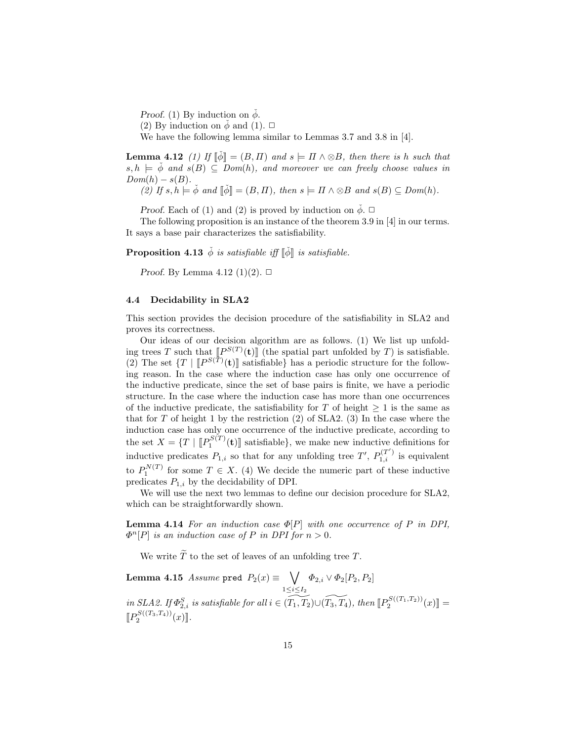*Proof.* (1) By induction on $\check{\phi}$.

(2) By induction on $\check{\phi}$ and (1). □

We have the following lemma similar to Lemmas 3.7 and 3.8 in [4].

**Lemma 4.12** *(1) If $[\![\check{\phi}]\!] = (B, \Pi)$ and $s \models \Pi \wedge \otimes B$, then there is $h$ such that $s, h \models \check{\phi}$ and $s(B) \subseteq Dom(h)$, and moreover we can freely choose values in $Dom(h) - s(B)$.*

*(2) If $s, h \models \check{\phi}$ and $[\![\check{\phi}]\!] = (B, \Pi)$, then $s \models \Pi \wedge \otimes B$ and $s(B) \subseteq Dom(h)$.*

*Proof.* Each of (1) and (2) is proved by induction on $\check{\phi}$. □

The following proposition is an instance of the theorem 3.9 in [4] in our terms. It says a base pair characterizes the satisfiability.

**Proposition 4.13** *$\check{\phi}$ is satisfiable iff $[\![\check{\phi}]\!]$ is satisfiable.*

*Proof.* By Lemma 4.12 (1)(2). □

### 4.4 Decidability in SLA2

This section provides the decision procedure of the satisfiability in SLA2 and proves its correctness.

Our ideas of our decision algorithm are as follows. (1) We list up unfolding trees $T$ such that $[\![P^{S(T)}(\mathbf{t})]\!]$ (the spatial part unfolded by $T$) is satisfiable. (2) The set $\{T \mid [\![P^{S(T)}(\mathbf{t})]\!] \text{ satisfiable}\}$ has a periodic structure for the following reason. In the case where the induction case has only one occurrence of the inductive predicate, since the set of base pairs is finite, we have a periodic structure. In the case where the induction case has more than one occurrences of the inductive predicate, the satisfiability for $T$ of height $\geq 1$ is the same as that for $T$ of height 1 by the restriction (2) of SLA2. (3) In the case where the induction case has only one occurrence of the inductive predicate, according to the set $X = \{T \mid [\![P_1^{S(T)}(\mathbf{t})]\!] \text{ satisfiable}\}$, we make new inductive definitions for inductive predicates $P_{1,i}$ so that for any unfolding tree $T'$, $P_{1,i}^{(T')}$ is equivalent to $P_1^{N(T)}$ for some $T \in X$. (4) We decide the numeric part of these inductive predicates $P_{1,i}$ by the decidability of DPI.

We will use the next two lemmas to define our decision procedure for SLA2, which can be straightforwardly shown.

**Lemma 4.14** *For an induction case $\Phi[P]$ with one occurrence of $P$ in DPI, $\Phi^n[P]$ is an induction case of $P$ in DPI for $n > 0$.*

We write $\widetilde{T}$ to the set of leaves of an unfolding tree $T$.

**Lemma 4.15** *Assume* `pred` $P_2(x) \equiv \bigvee_{1 \leq i \leq I_2} \Phi_{2,i} \vee \Phi_2[P_2, P_2]$ *in SLA2. If $\Phi_{2,i}^S$ is satisfiable for all $i \in \widetilde{(T_1, T_2)} \cup \widetilde{(T_3, T_4)}$, then $[\![P_2^{S((T_1,T_2))}(x)]\!] = [\![P_2^{S((T_3,T_4))}(x)]\!]$.*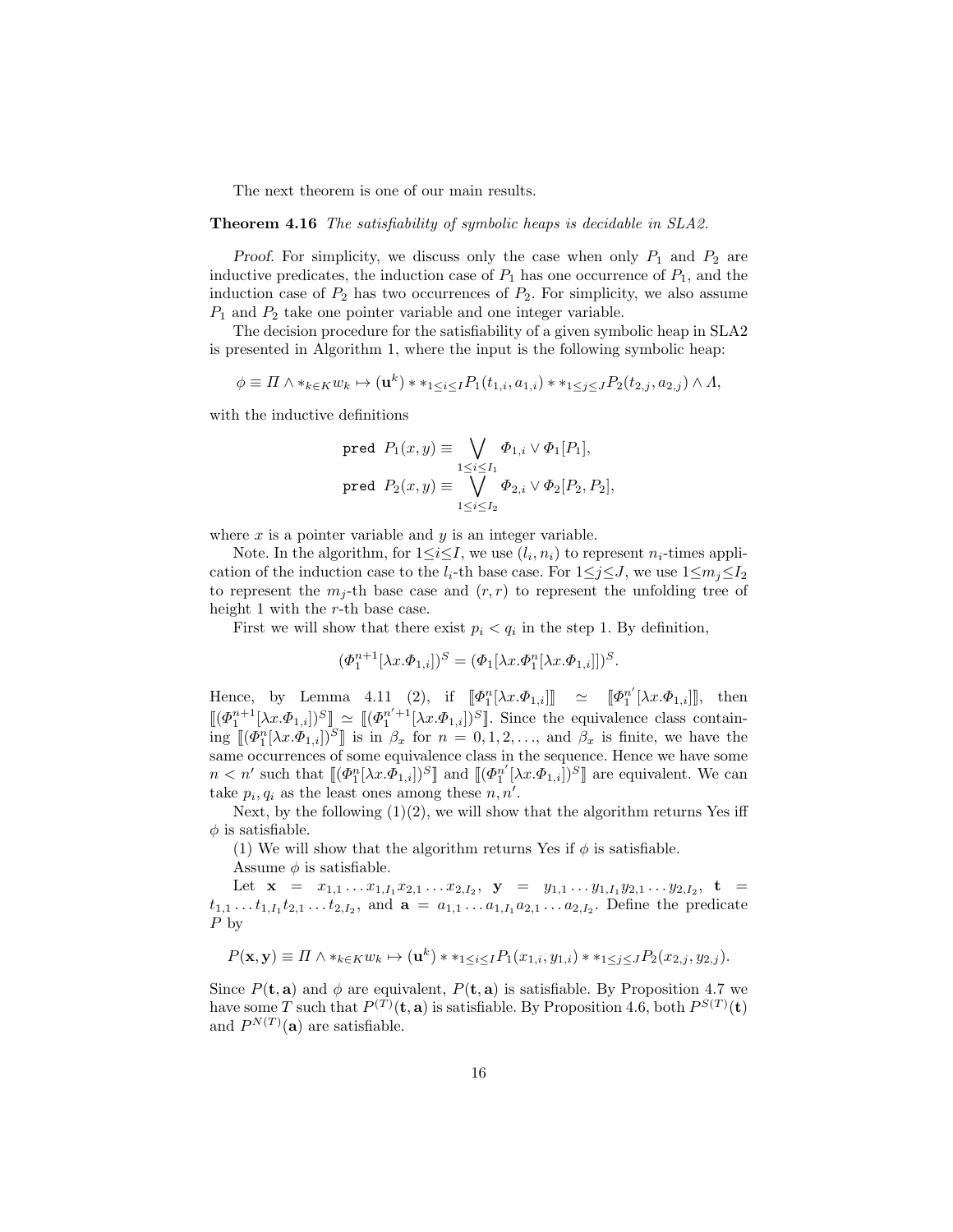The next theorem is one of our main results.

**Theorem 4.16** *The satisfiability of symbolic heaps is decidable in SLA2.*

*Proof.* For simplicity, we discuss only the case when only $P_1$ and $P_2$ are inductive predicates, the induction case of $P_1$ has one occurrence of $P_1$, and the induction case of $P_2$ has two occurrences of $P_2$. For simplicity, we also assume $P_1$ and $P_2$ take one pointer variable and one integer variable.

The decision procedure for the satisfiability of a given symbolic heap in SLA2 is presented in Algorithm 1, where the input is the following symbolic heap:

$$\phi \equiv \Pi \wedge *_{k \in K} w_k \mapsto (\mathbf{u}^k) * *_{1 \le i \le I} P_1(t_{1,i}, a_{1,i}) * *_{1 \le j \le J} P_2(t_{2,j}, a_{2,j}) \wedge \Lambda,$$

with the inductive definitions

$$\texttt{pred } P_1(x, y) \equiv \bigvee_{1 \le i \le I_1} \Phi_{1,i} \vee \Phi_1[P_1],$$
$$\texttt{pred } P_2(x, y) \equiv \bigvee_{1 \le i \le I_2} \Phi_{2,i} \vee \Phi_2[P_2, P_2],$$

where $x$ is a pointer variable and $y$ is an integer variable.

Note. In the algorithm, for $1 \le i \le I$, we use $(l_i, n_i)$ to represent $n_i$-times application of the induction case to the $l_i$-th base case. For $1 \le j \le J$, we use $1 \le m_j \le I_2$ to represent the $m_j$-th base case and $(r, r)$ to represent the unfolding tree of height 1 with the $r$-th base case.

First we will show that there exist $p_i < q_i$ in the step 1. By definition,

$$(\Phi_1^{n+1}[\lambda x.\Phi_{1,i}])^S = (\Phi_1[\lambda x.\Phi_1^n[\lambda x.\Phi_{1,i}]])^S.$$

Hence, by Lemma 4.11 (2), if $[\![\Phi_1^n[\lambda x.\Phi_{1,i}]]\!] \simeq [\![\Phi_1^{n'}[\lambda x.\Phi_{1,i}]]\!]$, then $[\![(\Phi_1^{n+1}[\lambda x.\Phi_{1,i}])^S]\!] \simeq [\![(\Phi_1^{n'+1}[\lambda x.\Phi_{1,i}])^S]\!]$. Since the equivalence class containing $[\![(\Phi_1^n[\lambda x.\Phi_{1,i}])^S]\!]$ is in $\beta_x$ for $n = 0, 1, 2, \ldots$, and $\beta_x$ is finite, we have the same occurrences of some equivalence class in the sequence. Hence we have some $n < n'$ such that $[\![(\Phi_1^n[\lambda x.\Phi_{1,i}])^S]\!]$ and $[\![(\Phi_1^{n'}[\lambda x.\Phi_{1,i}])^S]\!]$ are equivalent. We can take $p_i, q_i$ as the least ones among these $n, n'$.

Next, by the following (1)(2), we will show that the algorithm returns Yes iff $\phi$ is satisfiable.

(1) We will show that the algorithm returns Yes if $\phi$ is satisfiable.

Assume $\phi$ is satisfiable.

Let $\mathbf{x} = x_{1,1} \ldots x_{1,I_1} x_{2,1} \ldots x_{2,I_2}$, $\mathbf{y} = y_{1,1} \ldots y_{1,I_1} y_{2,1} \ldots y_{2,I_2}$, $\mathbf{t} = t_{1,1} \ldots t_{1,I_1} t_{2,1} \ldots t_{2,I_2}$, and $\mathbf{a} = a_{1,1} \ldots a_{1,I_1} a_{2,1} \ldots a_{2,I_2}$. Define the predicate $P$ by

$$P(\mathbf{x}, \mathbf{y}) \equiv \Pi \wedge *_{k \in K} w_k \mapsto (\mathbf{u}^k) * *_{1 \le i \le I} P_1(x_{1,i}, y_{1,i}) * *_{1 \le j \le J} P_2(x_{2,j}, y_{2,j}).$$

Since $P(\mathbf{t}, \mathbf{a})$ and $\phi$ are equivalent, $P(\mathbf{t}, \mathbf{a})$ is satisfiable. By Proposition 4.7 we have some $T$ such that $P^{(T)}(\mathbf{t}, \mathbf{a})$ is satisfiable. By Proposition 4.6, both $P^{S(T)}(\mathbf{t})$ and $P^{N(T)}(\mathbf{a})$ are satisfiable.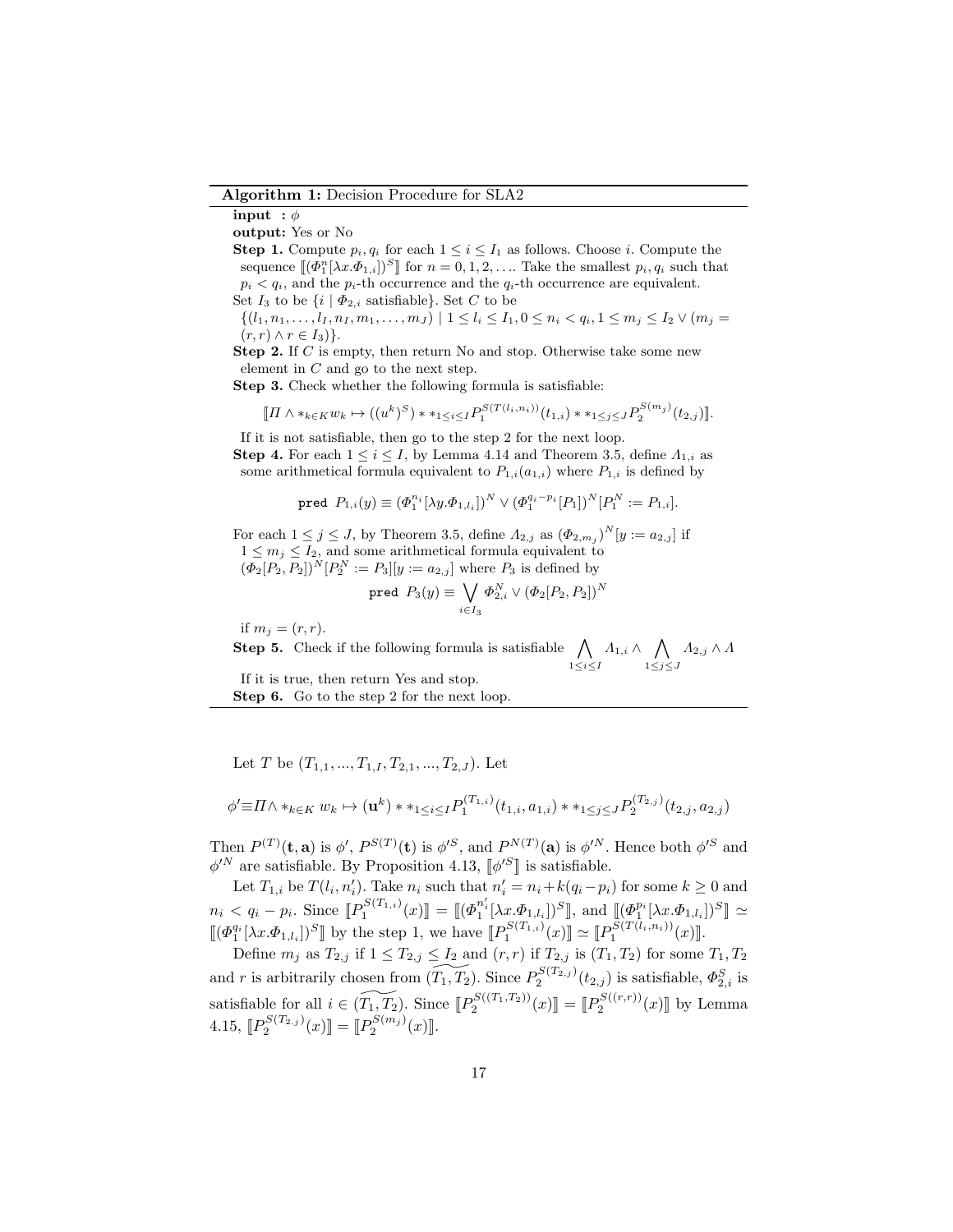**Algorithm 1:** Decision Procedure for SLA2

**input :** $\phi$

**output:** Yes or No

**Step 1.** Compute $p_i, q_i$ for each $1 \le i \le I_1$ as follows. Choose $i$. Compute the sequence $[\![(\Phi_1^n[\lambda x.\Phi_{1,i}])^S]\!]$ for $n = 0, 1, 2, \ldots$. Take the smallest $p_i, q_i$ such that $p_i < q_i$, and the $p_i$-th occurrence and the $q_i$-th occurrence are equivalent.
Set $I_3$ to be $\{i \mid \Phi_{2,i} \text{ satisfiable}\}$. Set $C$ to be $\{(l_1, n_1, \ldots, l_I, n_I, m_1, \ldots, m_J) \mid 1 \le l_i \le I_1, 0 \le n_i < q_i, 1 \le m_j \le I_2 \vee (m_j = (r, r) \wedge r \in I_3)\}$.

**Step 2.** If $C$ is empty, then return No and stop. Otherwise take some new element in $C$ and go to the next step.

**Step 3.** Check whether the following formula is satisfiable:

$$[\![\Pi \wedge *_{k\in K} w_k \mapsto ((u^k)^S) * *_{1\le i\le I} P_1^{S(T(l_i,n_i))}(t_{1,i}) * *_{1\le j\le J} P_2^{S(m_j)}(t_{2,j})]\!].$$

If it is not satisfiable, then go to the step 2 for the next loop.

**Step 4.** For each $1 \le i \le I$, by Lemma 4.14 and Theorem 3.5, define $\Lambda_{1,i}$ as some arithmetical formula equivalent to $P_{1,i}(a_{1,i})$ where $P_{1,i}$ is defined by

$$\texttt{pred } P_{1,i}(y) \equiv (\Phi_1^{n_i}[\lambda y.\Phi_{1,l_i}])^N \vee (\Phi_1^{q_i - p_i}[P_1])^N[P_1^N := P_{1,i}].$$

For each $1 \le j \le J$, by Theorem 3.5, define $\Lambda_{2,j}$ as $(\Phi_{2,m_j})^N[y := a_{2,j}]$ if $1 \le m_j \le I_2$, and some arithmetical formula equivalent to $(\Phi_2[P_2, P_2])^N[P_2^N := P_3][y := a_{2,j}]$ where $P_3$ is defined by

$$\texttt{pred } P_3(y) \equiv \bigvee_{i\in I_3} \Phi_{2,i}^N \vee (\Phi_2[P_2, P_2])^N$$

if $m_j = (r, r)$.

**Step 5.** Check if the following formula is satisfiable $\bigwedge_{1\le i\le I} \Lambda_{1,i} \wedge \bigwedge_{1\le j\le J} \Lambda_{2,j} \wedge \Lambda$

If it is true, then return Yes and stop.

**Step 6.** Go to the step 2 for the next loop.

---

Let $T$ be $(T_{1,1}, ..., T_{1,I}, T_{2,1}, ..., T_{2,J})$. Let

$$\phi' \equiv \Pi \wedge *_{k\in K}\, w_k \mapsto (\mathbf{u}^k) * *_{1\le i\le I} P_1^{(T_{1,i})}(t_{1,i}, a_{1,i}) * *_{1\le j\le J} P_2^{(T_{2,j})}(t_{2,j}, a_{2,j})$$

Then $P^{(T)}(\mathbf{t}, \mathbf{a})$ is $\phi'$, $P^{S(T)}(\mathbf{t})$ is $\phi'^S$, and $P^{N(T)}(\mathbf{a})$ is $\phi'^N$. Hence both $\phi'^S$ and $\phi'^N$ are satisfiable. By Proposition 4.13, $[\![\phi'^S]\!]$ is satisfiable.

Let $T_{1,i}$ be $T(l_i, n_i')$. Take $n_i$ such that $n_i' = n_i + k(q_i - p_i)$ for some $k \ge 0$ and $n_i < q_i - p_i$. Since $[\![P_1^{S(T_{1,i})}(x)]\!] = [\![(\Phi_1^{n_i'}[\lambda x.\Phi_{1,l_i}])^S]\!]$, and $[\![(\Phi_1^{p_i}[\lambda x.\Phi_{1,l_i}])^S]\!] \simeq [\![(\Phi_1^{q_i}[\lambda x.\Phi_{1,l_i}])^S]\!]$ by the step 1, we have $[\![P_1^{S(T_{1,i})}(x)]\!] \simeq [\![P_1^{S(T(l_i,n_i))}(x)]\!]$.

Define $m_j$ as $T_{2,j}$ if $1 \le T_{2,j} \le I_2$ and $(r, r)$ if $T_{2,j}$ is $(T_1, T_2)$ for some $T_1, T_2$ and $r$ is arbitrarily chosen from $\widetilde{(T_1, T_2)}$. Since $P_2^{S(T_{2,j})}(t_{2,j})$ is satisfiable, $\Phi_{2,i}^S$ is satisfiable for all $i \in \widetilde{(T_1, T_2)}$. Since $[\![P_2^{S((T_1,T_2))}(x)]\!] = [\![P_2^{S((r,r))}(x)]\!]$ by Lemma 4.15, $[\![P_2^{S(T_{2,j})}(x)]\!] = [\![P_2^{S(m_j)}(x)]\!]$.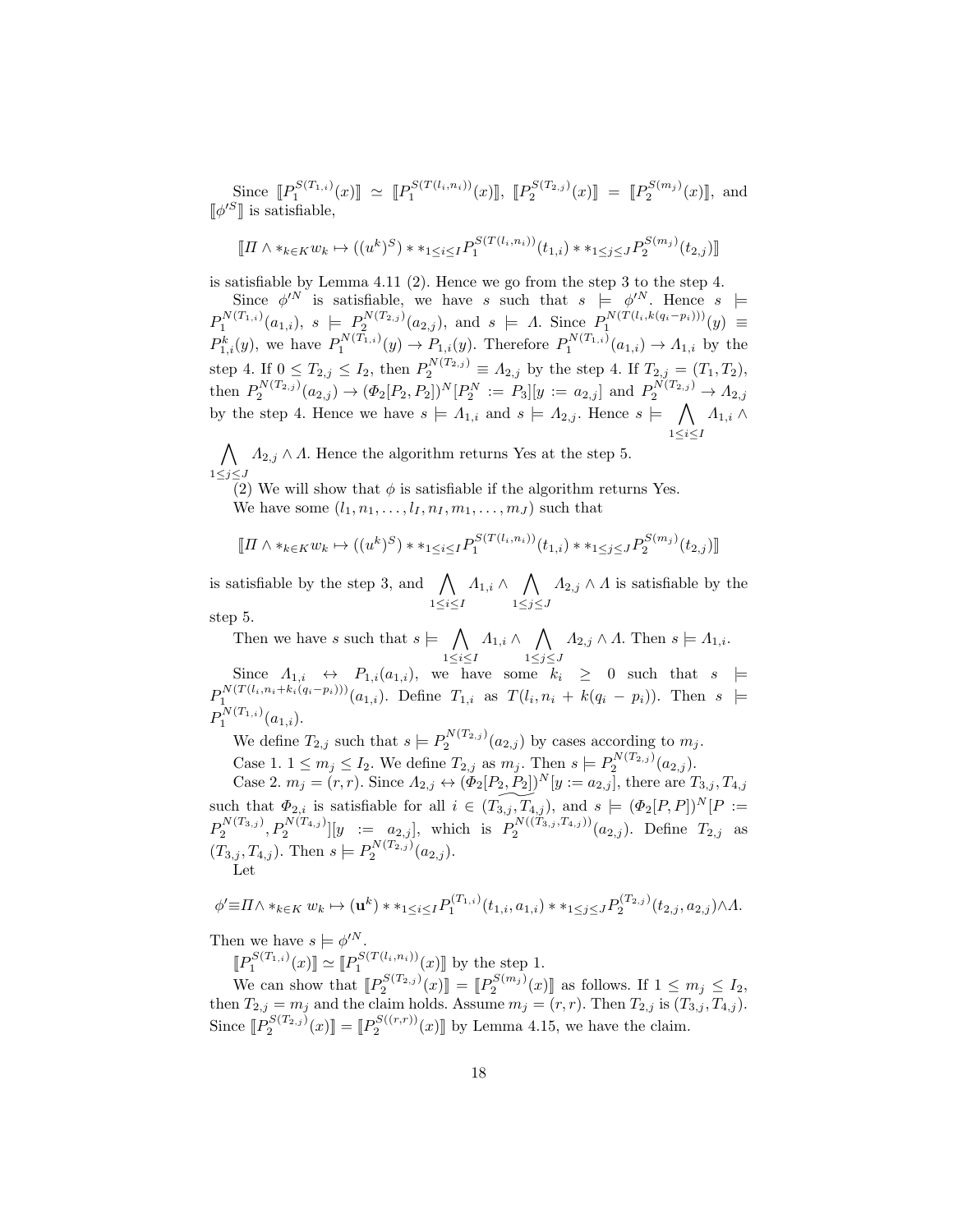Since $[\![P_1^{S(T_{1,i})}(x)]\!] \simeq [\![P_1^{S(T(l_i,n_i))}(x)]\!]$, $[\![P_2^{S(T_{2,j})}(x)]\!] = [\![P_2^{S(m_j)}(x)]\!]$, and $[\![\phi'^S]\!]$ is satisfiable,

$$[\![\Pi \wedge *_{k\in K} w_k \mapsto ((u^k)^S) * *_{1\le i\le I} P_1^{S(T(l_i,n_i))}(t_{1,i}) * *_{1\le j\le J} P_2^{S(m_j)}(t_{2,j})]\!]$$

is satisfiable by Lemma 4.11 (2). Hence we go from the step 3 to the step 4.

Since $\phi'^N$ is satisfiable, we have $s$ such that $s \models \phi'^N$. Hence $s \models P_1^{N(T_{1,i})}(a_{1,i})$, $s \models P_2^{N(T_{2,j})}(a_{2,j})$, and $s \models \Lambda$. Since $P_1^{N(T(l_i,k(q_i-p_i)))}(y) \equiv P_{1,i}^k(y)$, we have $P_1^{N(T_{1,i})}(y) \to P_{1,i}(y)$. Therefore $P_1^{N(T_{1,i})}(a_{1,i}) \to \Lambda_{1,i}$ by the step 4. If $0 \le T_{2,j} \le I_2$, then $P_2^{N(T_{2,j})} \equiv \Lambda_{2,j}$ by the step 4. If $T_{2,j} = (T_1, T_2)$, then $P_2^{N(T_{2,j})}(a_{2,j}) \to (\Phi_2[P_2, P_2])^N[P_2^N := P_3][y := a_{2,j}]$ and $P_2^{N(T_{2,j})} \to \Lambda_{2,j}$ by the step 4. Hence we have $s \models \Lambda_{1,i}$ and $s \models \Lambda_{2,j}$. Hence $s \models \bigwedge_{1\le i\le I} \Lambda_{1,i} \wedge \bigwedge_{1\le j\le J} \Lambda_{2,j} \wedge \Lambda$. Hence the algorithm returns Yes at the step 5.

(2) We will show that $\phi$ is satisfiable if the algorithm returns Yes.

We have some $(l_1, n_1, \ldots, l_I, n_I, m_1, \ldots, m_J)$ such that

$$[\![\Pi \wedge *_{k\in K} w_k \mapsto ((u^k)^S) * *_{1\le i\le I} P_1^{S(T(l_i,n_i))}(t_{1,i}) * *_{1\le j\le J} P_2^{S(m_j)}(t_{2,j})]\!]$$

is satisfiable by the step 3, and $\bigwedge_{1\le i\le I} \Lambda_{1,i} \wedge \bigwedge_{1\le j\le J} \Lambda_{2,j} \wedge \Lambda$ is satisfiable by the step 5.

Then we have $s$ such that $s \models \bigwedge_{1\le i\le I} \Lambda_{1,i} \wedge \bigwedge_{1\le j\le J} \Lambda_{2,j} \wedge \Lambda$. Then $s \models \Lambda_{1,i}$.

Since $\Lambda_{1,i} \leftrightarrow P_{1,i}(a_{1,i})$, we have some $k_i \ge 0$ such that $s \models P_1^{N(T(l_i,n_i+k_i(q_i-p_i)))}(a_{1,i})$. Define $T_{1,i}$ as $T(l_i, n_i + k(q_i - p_i))$. Then $s \models P_1^{N(T_{1,i})}(a_{1,i})$.

We define $T_{2,j}$ such that $s \models P_2^{N(T_{2,j})}(a_{2,j})$ by cases according to $m_j$.

Case 1. $1 \le m_j \le I_2$. We define $T_{2,j}$ as $m_j$. Then $s \models P_2^{N(T_{2,j})}(a_{2,j})$.

Case 2. $m_j = (r, r)$. Since $\Lambda_{2,j} \leftrightarrow (\widetilde{\Phi_2[P_2, P_2]})^N[y := a_{2,j}]$, there are $T_{3,j}, T_{4,j}$ such that $\Phi_{2,i}$ is satisfiable for all $i \in (T_{3,j}, T_{4,j})$, and $s \models (\Phi_2[P, P])^N[P := P_2^{N(T_{3,j})}, P_2^{N(T_{4,j})}][y := a_{2,j}]$, which is $P_2^{N((T_{3,j},T_{4,j}))}(a_{2,j})$. Define $T_{2,j}$ as $(T_{3,j}, T_{4,j})$. Then $s \models P_2^{N(T_{2,j})}(a_{2,j})$.

Let

$$\phi' \equiv \Pi \wedge *_{k\in K}\, w_k \mapsto (\mathbf{u}^k) * *_{1\le i\le I} P_1^{(T_{1,i})}(t_{1,i}, a_{1,i}) * *_{1\le j\le J} P_2^{(T_{2,j})}(t_{2,j}, a_{2,j}) \wedge \Lambda.$$

Then we have $s \models \phi'^N$.

$[\![P_1^{S(T_{1,i})}(x)]\!] \simeq [\![P_1^{S(T(l_i,n_i))}(x)]\!]$ by the step 1.

We can show that $[\![P_2^{S(T_{2,j})}(x)]\!] = [\![P_2^{S(m_j)}(x)]\!]$ as follows. If $1 \le m_j \le I_2$, then $T_{2,j} = m_j$ and the claim holds. Assume $m_j = (r, r)$. Then $T_{2,j}$ is $(T_{3,j}, T_{4,j})$. Since $[\![P_2^{S(T_{2,j})}(x)]\!] = [\![P_2^{S((r,r))}(x)]\!]$ by Lemma 4.15, we have the claim.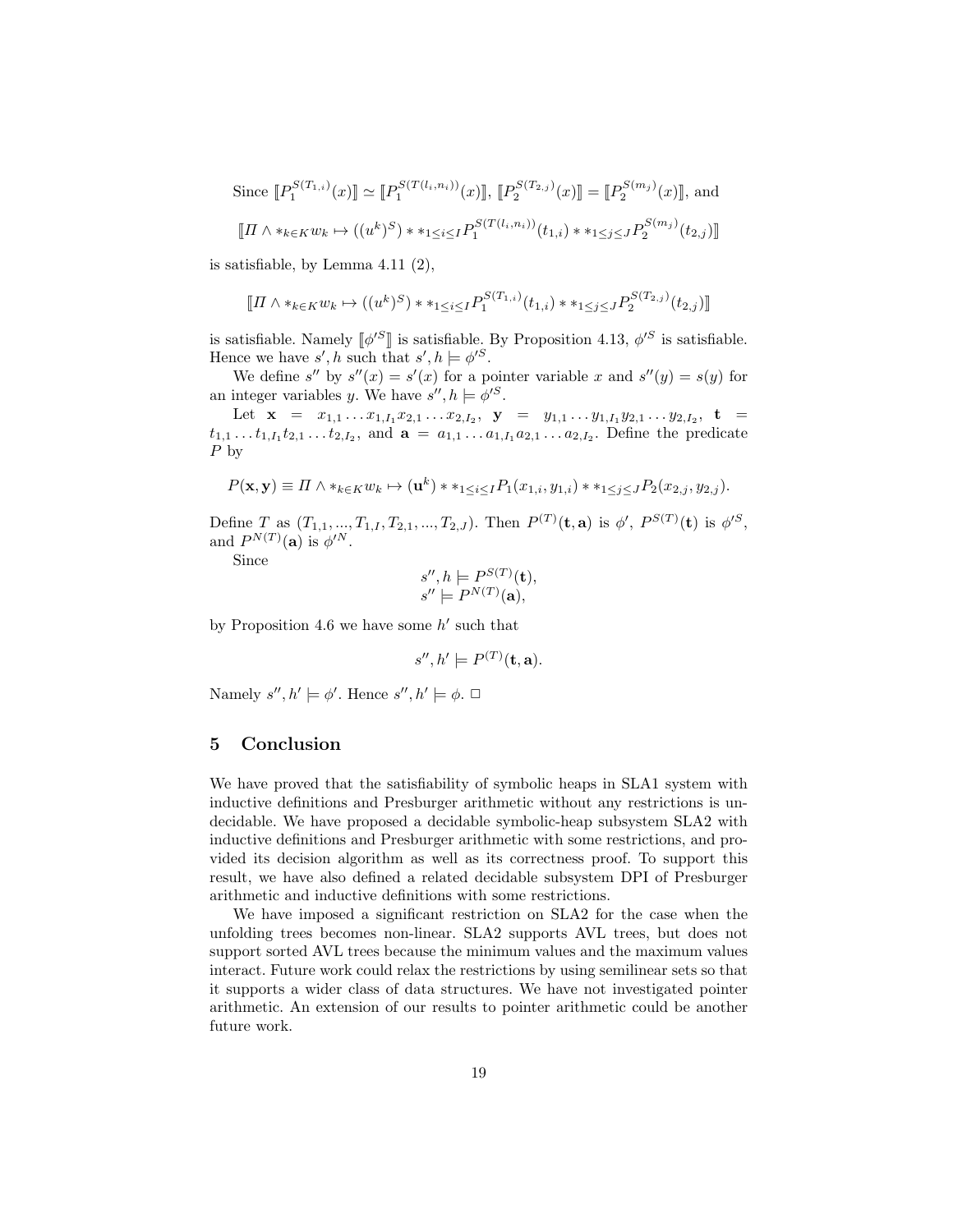Since $[\![P_1^{S(T_{1,i})}(x)]\!] \simeq [\![P_1^{S(T(l_i,n_i))}(x)]\!]$, $[\![P_2^{S(T_{2,j})}(x)]\!] = [\![P_2^{S(m_j)}(x)]\!]$, and

$$[\![\Pi \wedge *_{k\in K} w_k \mapsto ((u^k)^S) * *_{1\le i\le I} P_1^{S(T(l_i,n_i))}(t_{1,i}) * *_{1\le j\le J} P_2^{S(m_j)}(t_{2,j})]\!]$$

is satisfiable, by Lemma 4.11 (2),

$$[\![\Pi \wedge *_{k\in K} w_k \mapsto ((u^k)^S) * *_{1\le i\le I} P_1^{S(T_{1,i})}(t_{1,i}) * *_{1\le j\le J} P_2^{S(T_{2,j})}(t_{2,j})]\!]$$

is satisfiable. Namely $[\![\phi'^S]\!]$ is satisfiable. By Proposition 4.13, $\phi'^S$ is satisfiable. Hence we have $s', h$ such that $s', h \models \phi'^S$.

We define $s''$ by $s''(x) = s'(x)$ for a pointer variable $x$ and $s''(y) = s(y)$ for an integer variables $y$. We have $s'', h \models \phi'^S$.

Let $\mathbf{x} = x_{1,1} \dots x_{1,I_1} x_{2,1} \dots x_{2,I_2}$, $\mathbf{y} = y_{1,1} \dots y_{1,I_1} y_{2,1} \dots y_{2,I_2}$, $\mathbf{t} = t_{1,1} \dots t_{1,I_1} t_{2,1} \dots t_{2,I_2}$, and $\mathbf{a} = a_{1,1} \dots a_{1,I_1} a_{2,1} \dots a_{2,I_2}$. Define the predicate $P$ by

$$P(\mathbf{x},\mathbf{y}) \equiv \Pi \wedge *_{k\in K} w_k \mapsto (\mathbf{u}^k) * *_{1\le i\le I} P_1(x_{1,i}, y_{1,i}) * *_{1\le j\le J} P_2(x_{2,j}, y_{2,j}).$$

Define $T$ as $(T_{1,1}, ..., T_{1,I}, T_{2,1}, ..., T_{2,J})$. Then $P^{(T)}(\mathbf{t}, \mathbf{a})$ is $\phi'$, $P^{S(T)}(\mathbf{t})$ is $\phi'^S$, and $P^{N(T)}(\mathbf{a})$ is $\phi'^N$.

Since

$$s'', h \models P^{S(T)}(\mathbf{t}),$$
$$s'' \models P^{N(T)}(\mathbf{a}),$$

by Proposition 4.6 we have some $h'$ such that

$$s'', h' \models P^{(T)}(\mathbf{t}, \mathbf{a}).$$

Namely $s'', h' \models \phi'$. Hence $s'', h' \models \phi$. □

## 5 Conclusion

We have proved that the satisfiability of symbolic heaps in SLA1 system with inductive definitions and Presburger arithmetic without any restrictions is undecidable. We have proposed a decidable symbolic-heap subsystem SLA2 with inductive definitions and Presburger arithmetic with some restrictions, and provided its decision algorithm as well as its correctness proof. To support this result, we have also defined a related decidable subsystem DPI of Presburger arithmetic and inductive definitions with some restrictions.

We have imposed a significant restriction on SLA2 for the case when the unfolding trees becomes non-linear. SLA2 supports AVL trees, but does not support sorted AVL trees because the minimum values and the maximum values interact. Future work could relax the restrictions by using semilinear sets so that it supports a wider class of data structures. We have not investigated pointer arithmetic. An extension of our results to pointer arithmetic could be another future work.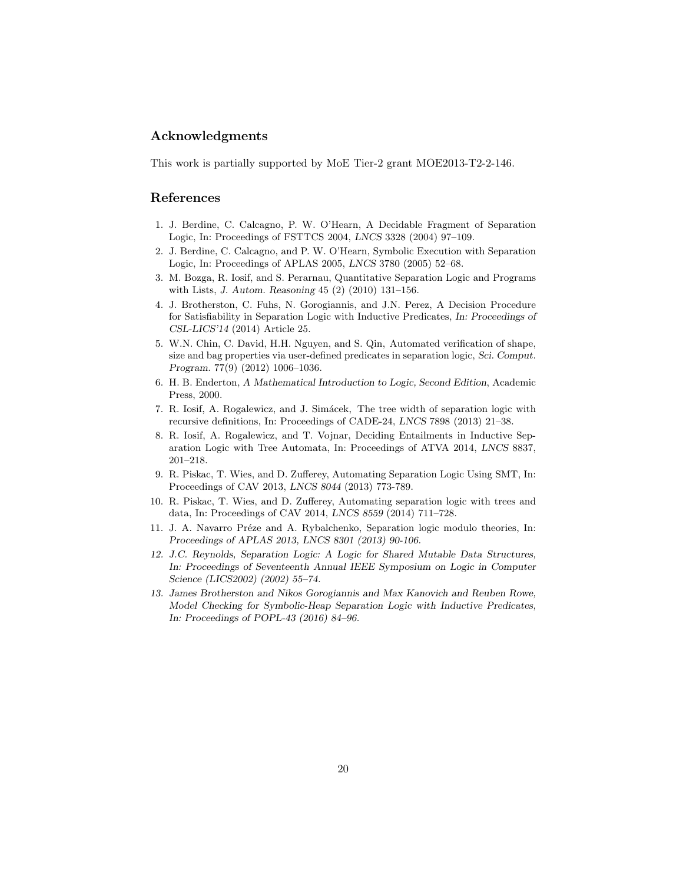## Acknowledgments

This work is partially supported by MoE Tier-2 grant MOE2013-T2-2-146.

## References

1. J. Berdine, C. Calcagno, P. W. O'Hearn, A Decidable Fragment of Separation Logic, In: Proceedings of FSTTCS 2004, *LNCS* 3328 (2004) 97–109.
2. J. Berdine, C. Calcagno, and P. W. O'Hearn, Symbolic Execution with Separation Logic, In: Proceedings of APLAS 2005, *LNCS* 3780 (2005) 52–68.
3. M. Bozga, R. Iosif, and S. Perarnau, Quantitative Separation Logic and Programs with Lists, *J. Autom. Reasoning* 45 (2) (2010) 131–156.
4. J. Brotherston, C. Fuhs, N. Gorogiannis, and J.N. Perez, A Decision Procedure for Satisfiability in Separation Logic with Inductive Predicates, *In: Proceedings of CSL-LICS'14* (2014) Article 25.
5. W.N. Chin, C. David, H.H. Nguyen, and S. Qin, Automated verification of shape, size and bag properties via user-defined predicates in separation logic, *Sci. Comput. Program.* 77(9) (2012) 1006–1036.
6. H. B. Enderton, *A Mathematical Introduction to Logic, Second Edition*, Academic Press, 2000.
7. R. Iosif, A. Rogalewicz, and J. Simácek, The tree width of separation logic with recursive definitions, In: Proceedings of CADE-24, *LNCS* 7898 (2013) 21–38.
8. R. Iosif, A. Rogalewicz, and T. Vojnar, Deciding Entailments in Inductive Separation Logic with Tree Automata, In: Proceedings of ATVA 2014, *LNCS* 8837, 201–218.
9. R. Piskac, T. Wies, and D. Zufferey, Automating Separation Logic Using SMT, In: Proceedings of CAV 2013, *LNCS 8044* (2013) 773-789.
10. R. Piskac, T. Wies, and D. Zufferey, Automating separation logic with trees and data, In: Proceedings of CAV 2014, *LNCS 8559* (2014) 711–728.
11. J. A. Navarro Préze and A. Rybalchenko, Separation logic modulo theories, In: *Proceedings of APLAS 2013, LNCS 8301 (2013) 90-106.*
12. *J.C. Reynolds, Separation Logic: A Logic for Shared Mutable Data Structures, In: Proceedings of Seventeenth Annual IEEE Symposium on Logic in Computer Science (LICS2002) (2002) 55–74.*
13. *James Brotherston and Nikos Gorogiannis and Max Kanovich and Reuben Rowe, Model Checking for Symbolic-Heap Separation Logic with Inductive Predicates, In: Proceedings of POPL-43 (2016) 84–96.*